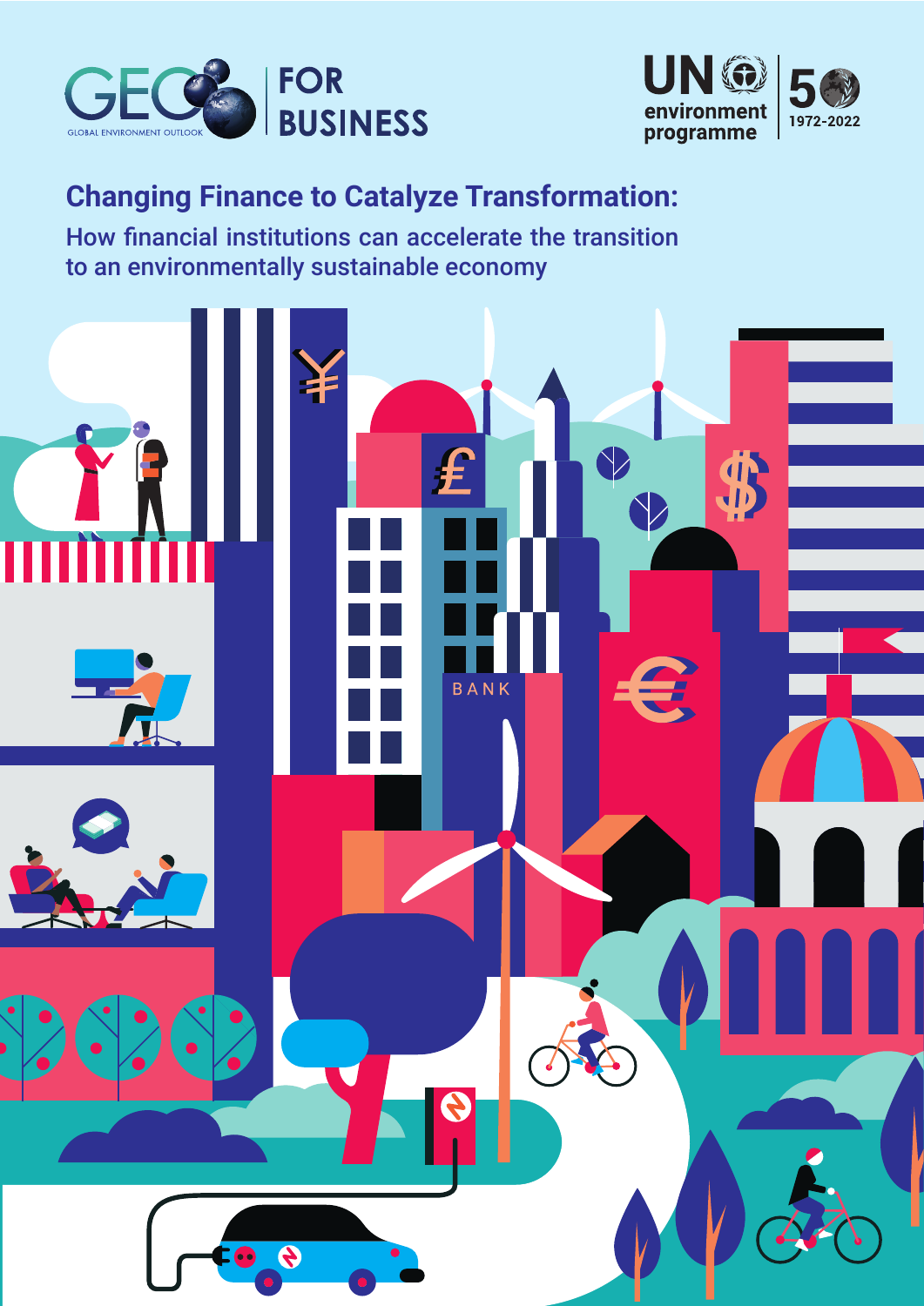GEO FOR BUSINESS

GLOBAL ENVIRONMENT OUTLOOK

UN environment programme

50 1972-2022

# Changing Finance to Catalyze Transformation:

## How financial institutions can accelerate the transition to an environmentally sustainable economy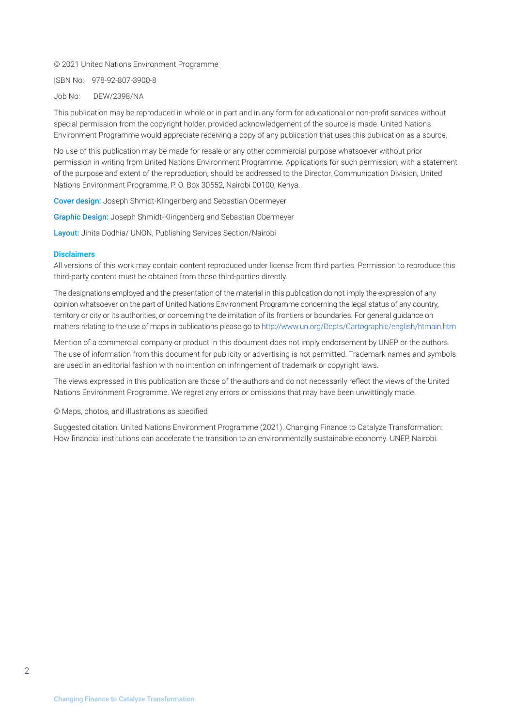© 2021 United Nations Environment Programme

ISBN No: 978-92-807-3900-8

Job No: DEW/2398/NA

This publication may be reproduced in whole or in part and in any form for educational or non-profit services without special permission from the copyright holder, provided acknowledgement of the source is made. United Nations Environment Programme would appreciate receiving a copy of any publication that uses this publication as a source.

No use of this publication may be made for resale or any other commercial purpose whatsoever without prior permission in writing from United Nations Environment Programme. Applications for such permission, with a statement of the purpose and extent of the reproduction, should be addressed to the Director, Communication Division, United Nations Environment Programme, P. O. Box 30552, Nairobi 00100, Kenya.

**Cover design:** Joseph Shmidt-Klingenberg and Sebastian Obermeyer

**Graphic Design:** Joseph Shmidt-Klingenberg and Sebastian Obermeyer

**Layout:** Jinita Dodhia/ UNON, Publishing Services Section/Nairobi

**Disclaimers**

All versions of this work may contain content reproduced under license from third parties. Permission to reproduce this third-party content must be obtained from these third-parties directly.

The designations employed and the presentation of the material in this publication do not imply the expression of any opinion whatsoever on the part of United Nations Environment Programme concerning the legal status of any country, territory or city or its authorities, or concerning the delimitation of its frontiers or boundaries. For general guidance on matters relating to the use of maps in publications please go to http://www.un.org/Depts/Cartographic/english/htmain.htm

Mention of a commercial company or product in this document does not imply endorsement by UNEP or the authors. The use of information from this document for publicity or advertising is not permitted. Trademark names and symbols are used in an editorial fashion with no intention on infringement of trademark or copyright laws.

The views expressed in this publication are those of the authors and do not necessarily reflect the views of the United Nations Environment Programme. We regret any errors or omissions that may have been unwittingly made.

© Maps, photos, and illustrations as specified

Suggested citation: United Nations Environment Programme (2021). Changing Finance to Catalyze Transformation: How financial institutions can accelerate the transition to an environmentally sustainable economy. UNEP, Nairobi.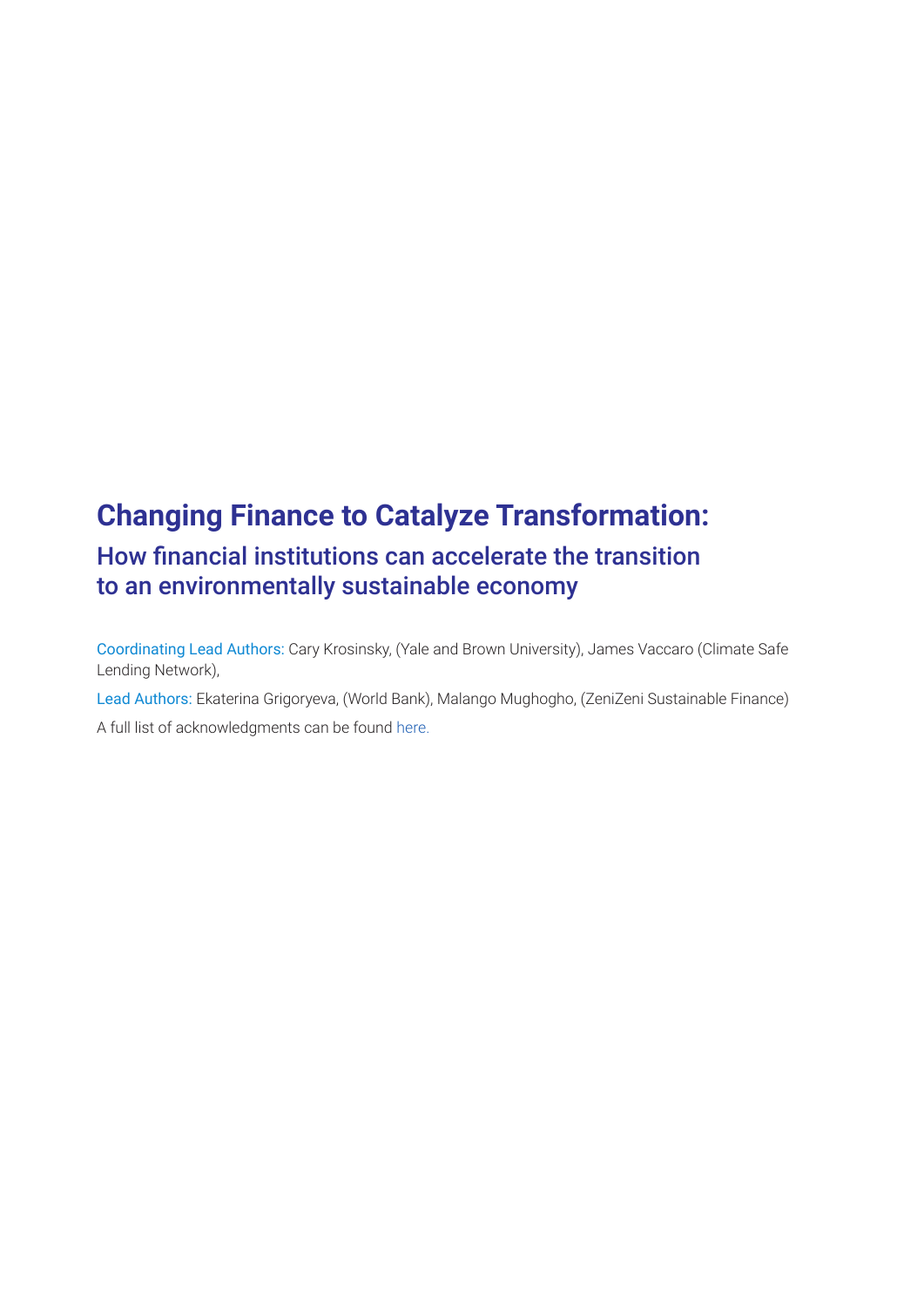# Changing Finance to Catalyze Transformation:

## How financial institutions can accelerate the transition to an environmentally sustainable economy

Coordinating Lead Authors: Cary Krosinsky, (Yale and Brown University), James Vaccaro (Climate Safe Lending Network),

Lead Authors: Ekaterina Grigoryeva, (World Bank), Malango Mughogho, (ZeniZeni Sustainable Finance)

A full list of acknowledgments can be found here.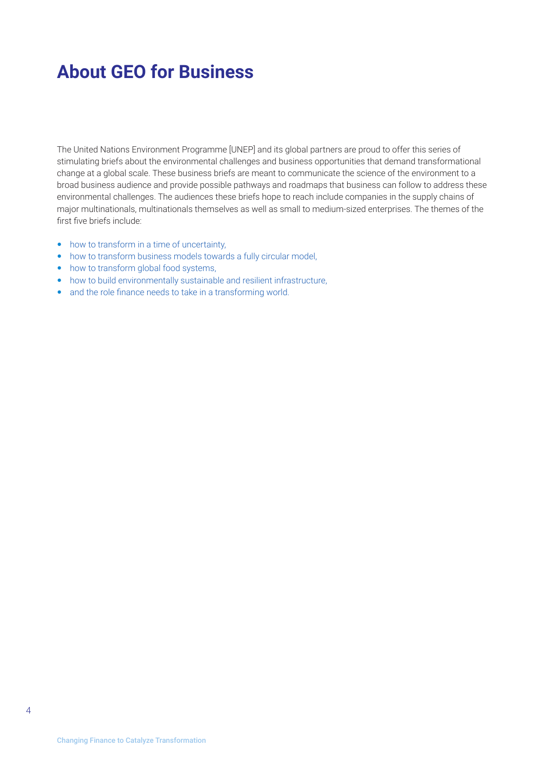# About GEO for Business

The United Nations Environment Programme [UNEP] and its global partners are proud to offer this series of stimulating briefs about the environmental challenges and business opportunities that demand transformational change at a global scale. These business briefs are meant to communicate the science of the environment to a broad business audience and provide possible pathways and roadmaps that business can follow to address these environmental challenges. The audiences these briefs hope to reach include companies in the supply chains of major multinationals, multinationals themselves as well as small to medium-sized enterprises. The themes of the first five briefs include:

- how to transform in a time of uncertainty,
- how to transform business models towards a fully circular model,
- how to transform global food systems,
- how to build environmentally sustainable and resilient infrastructure,
- and the role finance needs to take in a transforming world.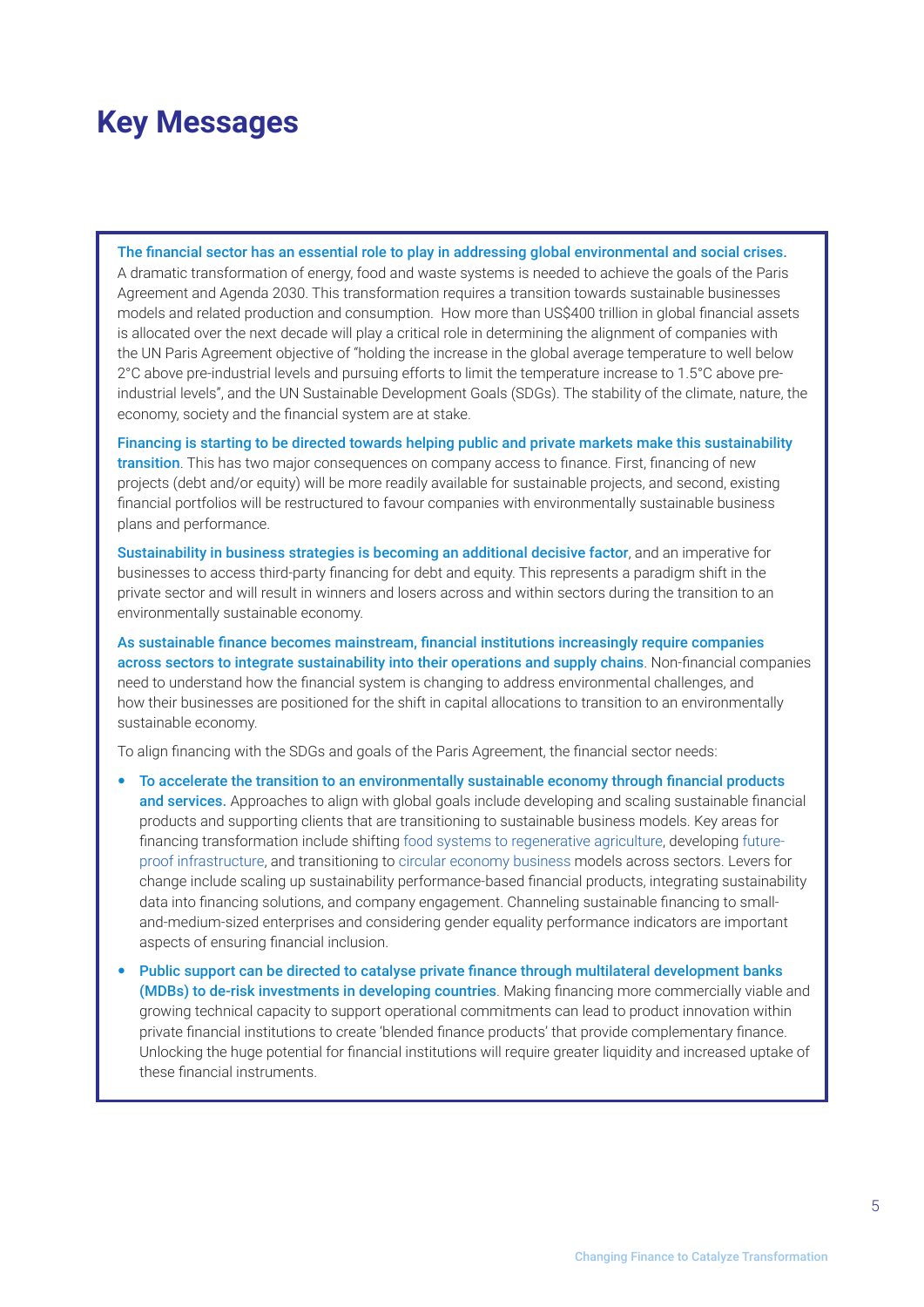# Key Messages

**The financial sector has an essential role to play in addressing global environmental and social crises.** A dramatic transformation of energy, food and waste systems is needed to achieve the goals of the Paris Agreement and Agenda 2030. This transformation requires a transition towards sustainable businesses models and related production and consumption. How more than US$400 trillion in global financial assets is allocated over the next decade will play a critical role in determining the alignment of companies with the UN Paris Agreement objective of "holding the increase in the global average temperature to well below 2°C above pre-industrial levels and pursuing efforts to limit the temperature increase to 1.5°C above pre-industrial levels", and the UN Sustainable Development Goals (SDGs). The stability of the climate, nature, the economy, society and the financial system are at stake.

**Financing is starting to be directed towards helping public and private markets make this sustainability transition**. This has two major consequences on company access to finance. First, financing of new projects (debt and/or equity) will be more readily available for sustainable projects, and second, existing financial portfolios will be restructured to favour companies with environmentally sustainable business plans and performance.

**Sustainability in business strategies is becoming an additional decisive factor**, and an imperative for businesses to access third-party financing for debt and equity. This represents a paradigm shift in the private sector and will result in winners and losers across and within sectors during the transition to an environmentally sustainable economy.

**As sustainable finance becomes mainstream, financial institutions increasingly require companies across sectors to integrate sustainability into their operations and supply chains**. Non-financial companies need to understand how the financial system is changing to address environmental challenges, and how their businesses are positioned for the shift in capital allocations to transition to an environmentally sustainable economy.

To align financing with the SDGs and goals of the Paris Agreement, the financial sector needs:

- **To accelerate the transition to an environmentally sustainable economy through financial products and services.** Approaches to align with global goals include developing and scaling sustainable financial products and supporting clients that are transitioning to sustainable business models. Key areas for financing transformation include shifting food systems to regenerative agriculture, developing future-proof infrastructure, and transitioning to circular economy business models across sectors. Levers for change include scaling up sustainability performance-based financial products, integrating sustainability data into financing solutions, and company engagement. Channeling sustainable financing to small-and-medium-sized enterprises and considering gender equality performance indicators are important aspects of ensuring financial inclusion.
- **Public support can be directed to catalyse private finance through multilateral development banks (MDBs) to de-risk investments in developing countries**. Making financing more commercially viable and growing technical capacity to support operational commitments can lead to product innovation within private financial institutions to create 'blended finance products' that provide complementary finance. Unlocking the huge potential for financial institutions will require greater liquidity and increased uptake of these financial instruments.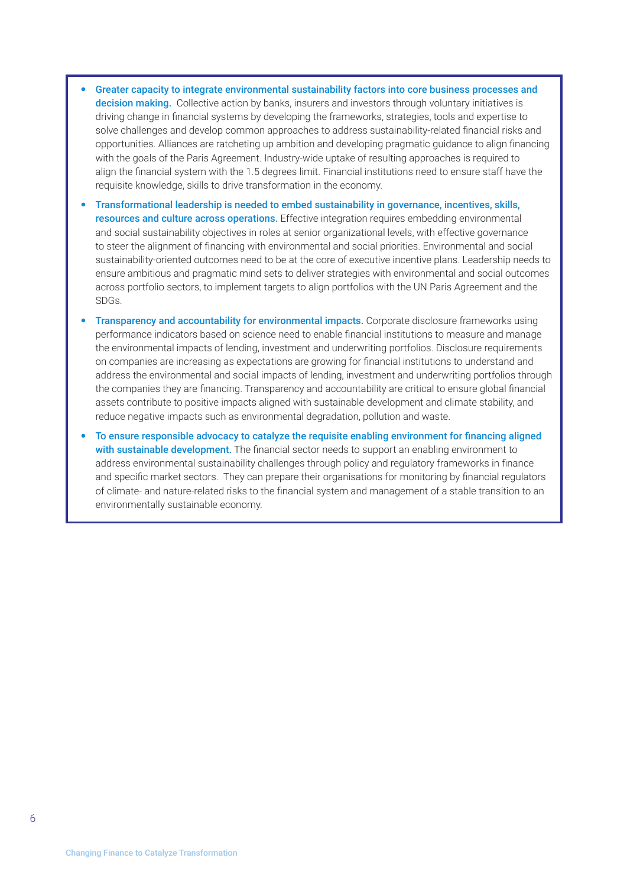- **Greater capacity to integrate environmental sustainability factors into core business processes and decision making.** Collective action by banks, insurers and investors through voluntary initiatives is driving change in financial systems by developing the frameworks, strategies, tools and expertise to solve challenges and develop common approaches to address sustainability-related financial risks and opportunities. Alliances are ratcheting up ambition and developing pragmatic guidance to align financing with the goals of the Paris Agreement. Industry-wide uptake of resulting approaches is required to align the financial system with the 1.5 degrees limit. Financial institutions need to ensure staff have the requisite knowledge, skills to drive transformation in the economy.
- **Transformational leadership is needed to embed sustainability in governance, incentives, skills, resources and culture across operations.** Effective integration requires embedding environmental and social sustainability objectives in roles at senior organizational levels, with effective governance to steer the alignment of financing with environmental and social priorities. Environmental and social sustainability-oriented outcomes need to be at the core of executive incentive plans. Leadership needs to ensure ambitious and pragmatic mind sets to deliver strategies with environmental and social outcomes across portfolio sectors, to implement targets to align portfolios with the UN Paris Agreement and the SDGs.
- **Transparency and accountability for environmental impacts.** Corporate disclosure frameworks using performance indicators based on science need to enable financial institutions to measure and manage the environmental impacts of lending, investment and underwriting portfolios. Disclosure requirements on companies are increasing as expectations are growing for financial institutions to understand and address the environmental and social impacts of lending, investment and underwriting portfolios through the companies they are financing. Transparency and accountability are critical to ensure global financial assets contribute to positive impacts aligned with sustainable development and climate stability, and reduce negative impacts such as environmental degradation, pollution and waste.
- **To ensure responsible advocacy to catalyze the requisite enabling environment for financing aligned with sustainable development.** The financial sector needs to support an enabling environment to address environmental sustainability challenges through policy and regulatory frameworks in finance and specific market sectors. They can prepare their organisations for monitoring by financial regulators of climate- and nature-related risks to the financial system and management of a stable transition to an environmentally sustainable economy.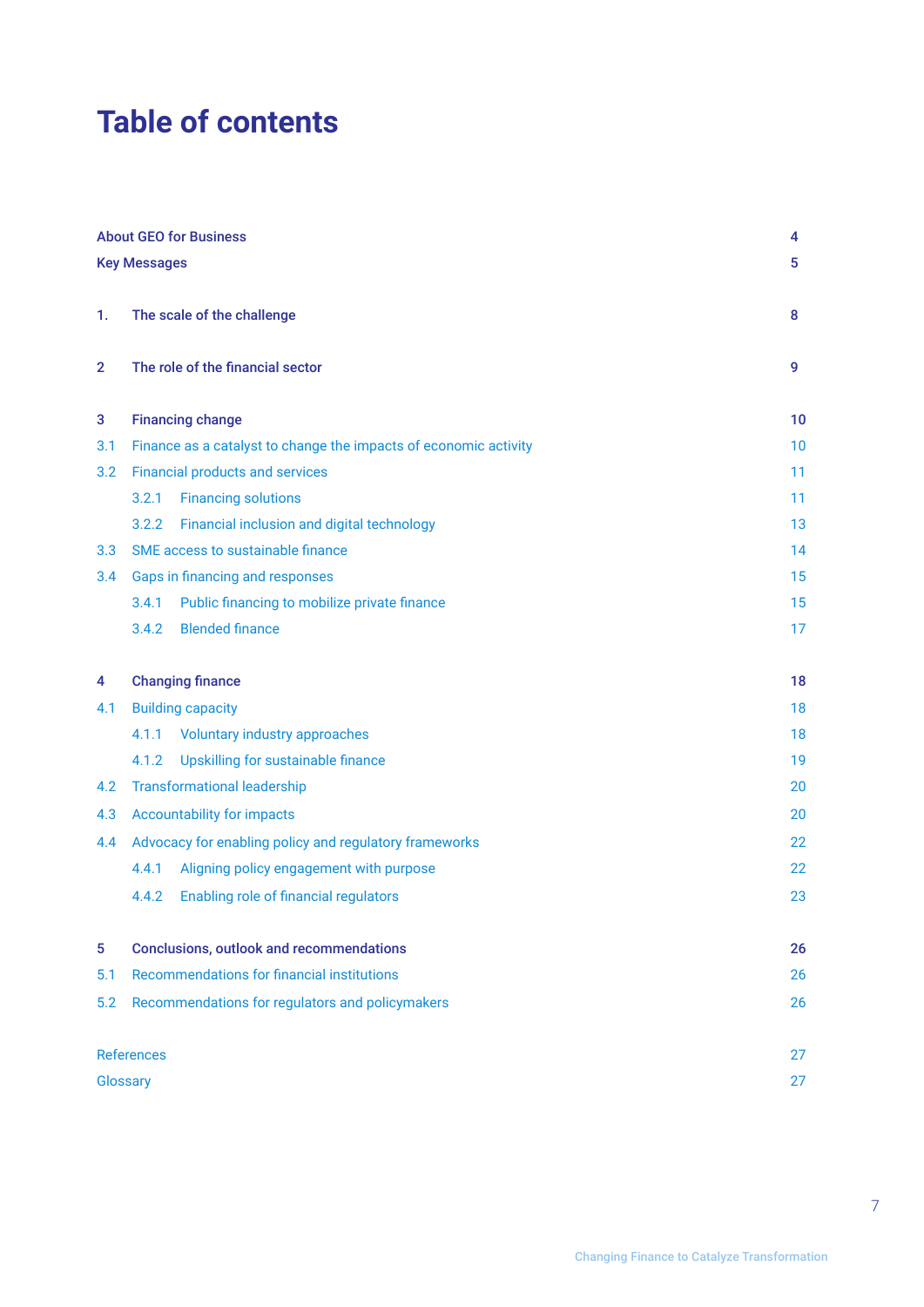# Table of contents

| | | |
|---|---|---|
| **About GEO for Business** | | **4** |
| **Key Messages** | | **5** |
| **1.** | **The scale of the challenge** | **8** |
| **2** | **The role of the financial sector** | **9** |
| **3** | **Financing change** | **10** |
| 3.1 | Finance as a catalyst to change the impacts of economic activity | 10 |
| 3.2 | Financial products and services | 11 |
| 3.2.1 | Financing solutions | 11 |
| 3.2.2 | Financial inclusion and digital technology | 13 |
| 3.3 | SME access to sustainable finance | 14 |
| 3.4 | Gaps in financing and responses | 15 |
| 3.4.1 | Public financing to mobilize private finance | 15 |
| 3.4.2 | Blended finance | 17 |
| **4** | **Changing finance** | **18** |
| 4.1 | Building capacity | 18 |
| 4.1.1 | Voluntary industry approaches | 18 |
| 4.1.2 | Upskilling for sustainable finance | 19 |
| 4.2 | Transformational leadership | 20 |
| 4.3 | Accountability for impacts | 20 |
| 4.4 | Advocacy for enabling policy and regulatory frameworks | 22 |
| 4.4.1 | Aligning policy engagement with purpose | 22 |
| 4.4.2 | Enabling role of financial regulators | 23 |
| **5** | **Conclusions, outlook and recommendations** | **26** |
| 5.1 | Recommendations for financial institutions | 26 |
| 5.2 | Recommendations for regulators and policymakers | 26 |
| References | | 27 |
| Glossary | | 27 |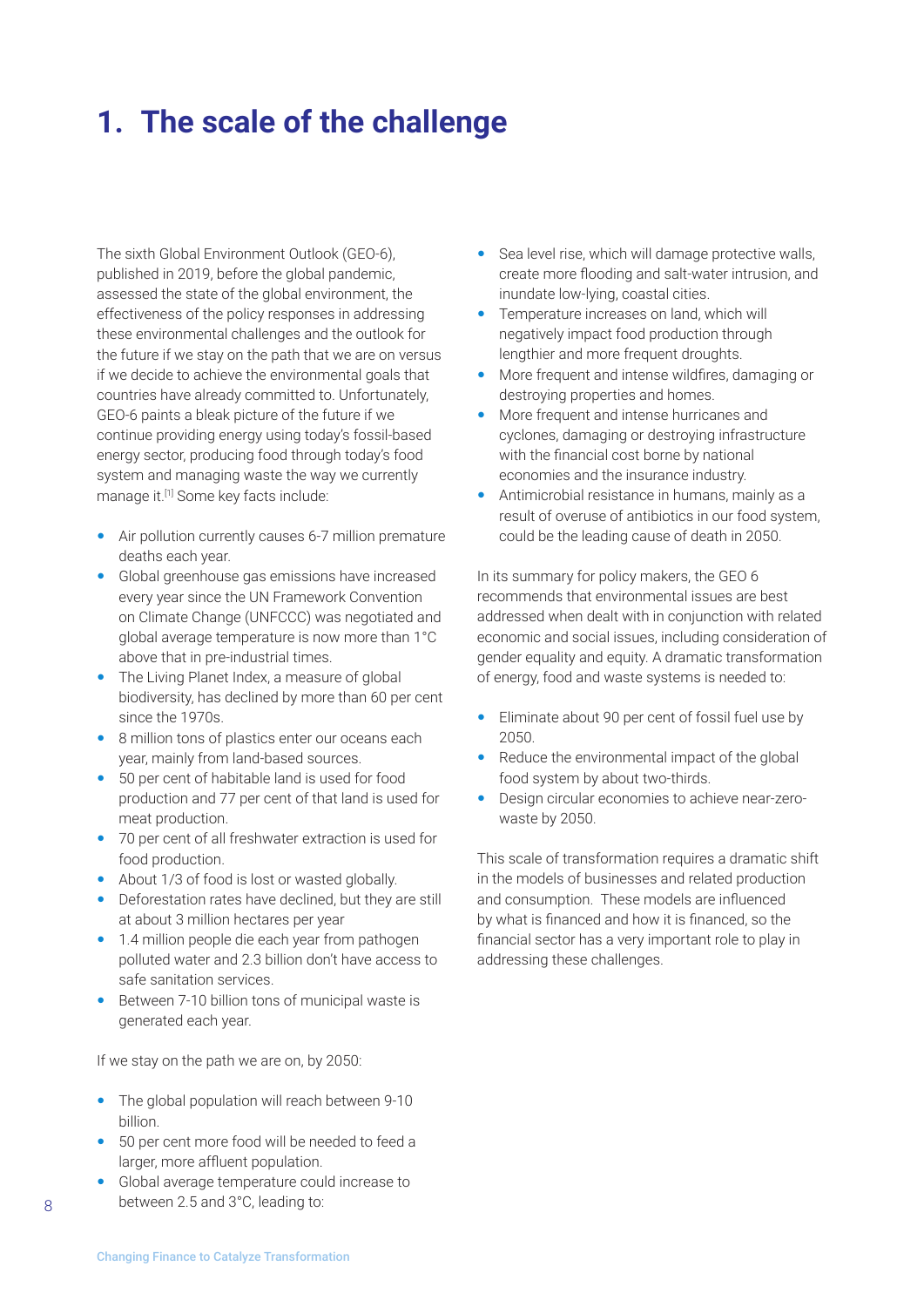# 1. The scale of the challenge

The sixth Global Environment Outlook (GEO-6), published in 2019, before the global pandemic, assessed the state of the global environment, the effectiveness of the policy responses in addressing these environmental challenges and the outlook for the future if we stay on the path that we are on versus if we decide to achieve the environmental goals that countries have already committed to. Unfortunately, GEO-6 paints a bleak picture of the future if we continue providing energy using today's fossil-based energy sector, producing food through today's food system and managing waste the way we currently manage it.[1] Some key facts include:

- Air pollution currently causes 6-7 million premature deaths each year.
- Global greenhouse gas emissions have increased every year since the UN Framework Convention on Climate Change (UNFCCC) was negotiated and global average temperature is now more than 1°C above that in pre-industrial times.
- The Living Planet Index, a measure of global biodiversity, has declined by more than 60 per cent since the 1970s.
- 8 million tons of plastics enter our oceans each year, mainly from land-based sources.
- 50 per cent of habitable land is used for food production and 77 per cent of that land is used for meat production.
- 70 per cent of all freshwater extraction is used for food production.
- About 1/3 of food is lost or wasted globally.
- Deforestation rates have declined, but they are still at about 3 million hectares per year
- 1.4 million people die each year from pathogen polluted water and 2.3 billion don't have access to safe sanitation services.
- Between 7-10 billion tons of municipal waste is generated each year.

If we stay on the path we are on, by 2050:

- The global population will reach between 9-10 billion.
- 50 per cent more food will be needed to feed a larger, more affluent population.
- Global average temperature could increase to between 2.5 and 3°C, leading to:
- Sea level rise, which will damage protective walls, create more flooding and salt-water intrusion, and inundate low-lying, coastal cities.
- Temperature increases on land, which will negatively impact food production through lengthier and more frequent droughts.
- More frequent and intense wildfires, damaging or destroying properties and homes.
- More frequent and intense hurricanes and cyclones, damaging or destroying infrastructure with the financial cost borne by national economies and the insurance industry.
- Antimicrobial resistance in humans, mainly as a result of overuse of antibiotics in our food system, could be the leading cause of death in 2050.

In its summary for policy makers, the GEO 6 recommends that environmental issues are best addressed when dealt with in conjunction with related economic and social issues, including consideration of gender equality and equity. A dramatic transformation of energy, food and waste systems is needed to:

- Eliminate about 90 per cent of fossil fuel use by 2050.
- Reduce the environmental impact of the global food system by about two-thirds.
- Design circular economies to achieve near-zero-waste by 2050.

This scale of transformation requires a dramatic shift in the models of businesses and related production and consumption. These models are influenced by what is financed and how it is financed, so the financial sector has a very important role to play in addressing these challenges.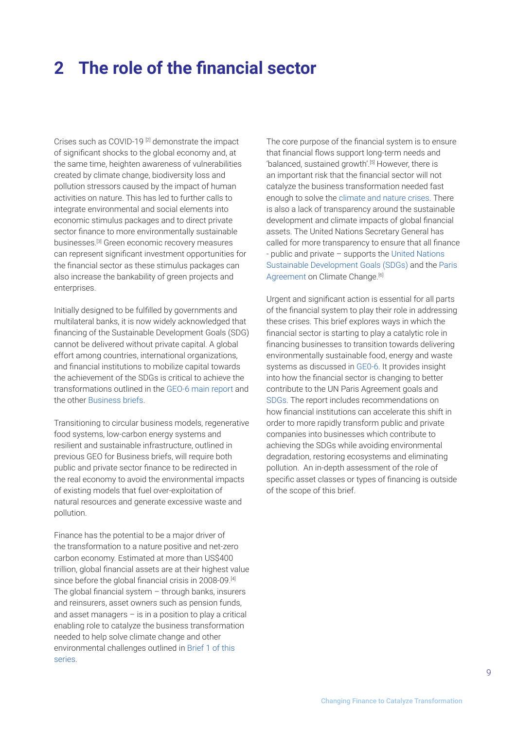# 2 The role of the financial sector

Crises such as COVID-19 [2] demonstrate the impact of significant shocks to the global economy and, at the same time, heighten awareness of vulnerabilities created by climate change, biodiversity loss and pollution stressors caused by the impact of human activities on nature. This has led to further calls to integrate environmental and social elements into economic stimulus packages and to direct private sector finance to more environmentally sustainable businesses.[3] Green economic recovery measures can represent significant investment opportunities for the financial sector as these stimulus packages can also increase the bankability of green projects and enterprises.

Initially designed to be fulfilled by governments and multilateral banks, it is now widely acknowledged that financing of the Sustainable Development Goals (SDG) cannot be delivered without private capital. A global effort among countries, international organizations, and financial institutions to mobilize capital towards the achievement of the SDGs is critical to achieve the transformations outlined in the GEO-6 main report and the other Business briefs.

Transitioning to circular business models, regenerative food systems, low-carbon energy systems and resilient and sustainable infrastructure, outlined in previous GEO for Business briefs, will require both public and private sector finance to be redirected in the real economy to avoid the environmental impacts of existing models that fuel over-exploitation of natural resources and generate excessive waste and pollution.

Finance has the potential to be a major driver of the transformation to a nature positive and net-zero carbon economy. Estimated at more than US$400 trillion, global financial assets are at their highest value since before the global financial crisis in 2008-09.[4] The global financial system – through banks, insurers and reinsurers, asset owners such as pension funds, and asset managers – is in a position to play a critical enabling role to catalyze the business transformation needed to help solve climate change and other environmental challenges outlined in Brief 1 of this series.

The core purpose of the financial system is to ensure that financial flows support long-term needs and 'balanced, sustained growth'.[5] However, there is an important risk that the financial sector will not catalyze the business transformation needed fast enough to solve the climate and nature crises. There is also a lack of transparency around the sustainable development and climate impacts of global financial assets. The United Nations Secretary General has called for more transparency to ensure that all finance - public and private – supports the United Nations Sustainable Development Goals (SDGs) and the Paris Agreement on Climate Change.[6]

Urgent and significant action is essential for all parts of the financial system to play their role in addressing these crises. This brief explores ways in which the financial sector is starting to play a catalytic role in financing businesses to transition towards delivering environmentally sustainable food, energy and waste systems as discussed in GE0-6. It provides insight into how the financial sector is changing to better contribute to the UN Paris Agreement goals and SDGs. The report includes recommendations on how financial institutions can accelerate this shift in order to more rapidly transform public and private companies into businesses which contribute to achieving the SDGs while avoiding environmental degradation, restoring ecosystems and eliminating pollution. An in-depth assessment of the role of specific asset classes or types of financing is outside of the scope of this brief.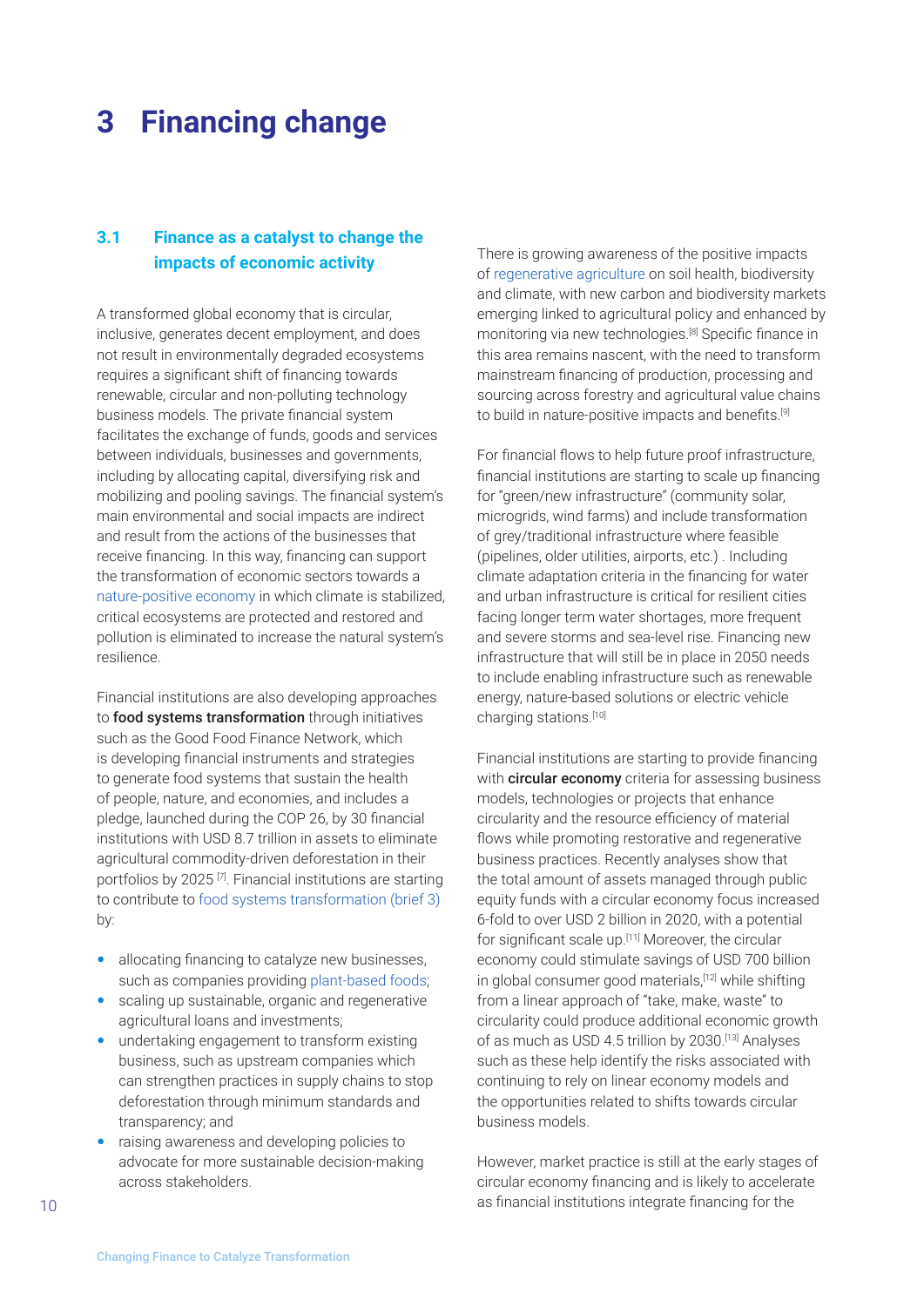# 3 Financing change

## 3.1 Finance as a catalyst to change the impacts of economic activity

A transformed global economy that is circular, inclusive, generates decent employment, and does not result in environmentally degraded ecosystems requires a significant shift of financing towards renewable, circular and non-polluting technology business models. The private financial system facilitates the exchange of funds, goods and services between individuals, businesses and governments, including by allocating capital, diversifying risk and mobilizing and pooling savings. The financial system's main environmental and social impacts are indirect and result from the actions of the businesses that receive financing. In this way, financing can support the transformation of economic sectors towards a nature-positive economy in which climate is stabilized, critical ecosystems are protected and restored and pollution is eliminated to increase the natural system's resilience.

Financial institutions are also developing approaches to **food systems transformation** through initiatives such as the Good Food Finance Network, which is developing financial instruments and strategies to generate food systems that sustain the health of people, nature, and economies, and includes a pledge, launched during the COP 26, by 30 financial institutions with USD 8.7 trillion in assets to eliminate agricultural commodity-driven deforestation in their portfolios by 2025 [7]. Financial institutions are starting to contribute to food systems transformation (brief 3) by:

- allocating financing to catalyze new businesses, such as companies providing plant-based foods;
- scaling up sustainable, organic and regenerative agricultural loans and investments;
- undertaking engagement to transform existing business, such as upstream companies which can strengthen practices in supply chains to stop deforestation through minimum standards and transparency; and
- raising awareness and developing policies to advocate for more sustainable decision-making across stakeholders.

There is growing awareness of the positive impacts of regenerative agriculture on soil health, biodiversity and climate, with new carbon and biodiversity markets emerging linked to agricultural policy and enhanced by monitoring via new technologies.[8] Specific finance in this area remains nascent, with the need to transform mainstream financing of production, processing and sourcing across forestry and agricultural value chains to build in nature-positive impacts and benefits.[9]

For financial flows to help future proof infrastructure, financial institutions are starting to scale up financing for "green/new infrastructure" (community solar, microgrids, wind farms) and include transformation of grey/traditional infrastructure where feasible (pipelines, older utilities, airports, etc.) . Including climate adaptation criteria in the financing for water and urban infrastructure is critical for resilient cities facing longer term water shortages, more frequent and severe storms and sea-level rise. Financing new infrastructure that will still be in place in 2050 needs to include enabling infrastructure such as renewable energy, nature-based solutions or electric vehicle charging stations.[10]

Financial institutions are starting to provide financing with **circular economy** criteria for assessing business models, technologies or projects that enhance circularity and the resource efficiency of material flows while promoting restorative and regenerative business practices. Recently analyses show that the total amount of assets managed through public equity funds with a circular economy focus increased 6-fold to over USD 2 billion in 2020, with a potential for significant scale up.[11] Moreover, the circular economy could stimulate savings of USD 700 billion in global consumer good materials,[12] while shifting from a linear approach of "take, make, waste" to circularity could produce additional economic growth of as much as USD 4.5 trillion by 2030.[13] Analyses such as these help identify the risks associated with continuing to rely on linear economy models and the opportunities related to shifts towards circular business models.

However, market practice is still at the early stages of circular economy financing and is likely to accelerate as financial institutions integrate financing for the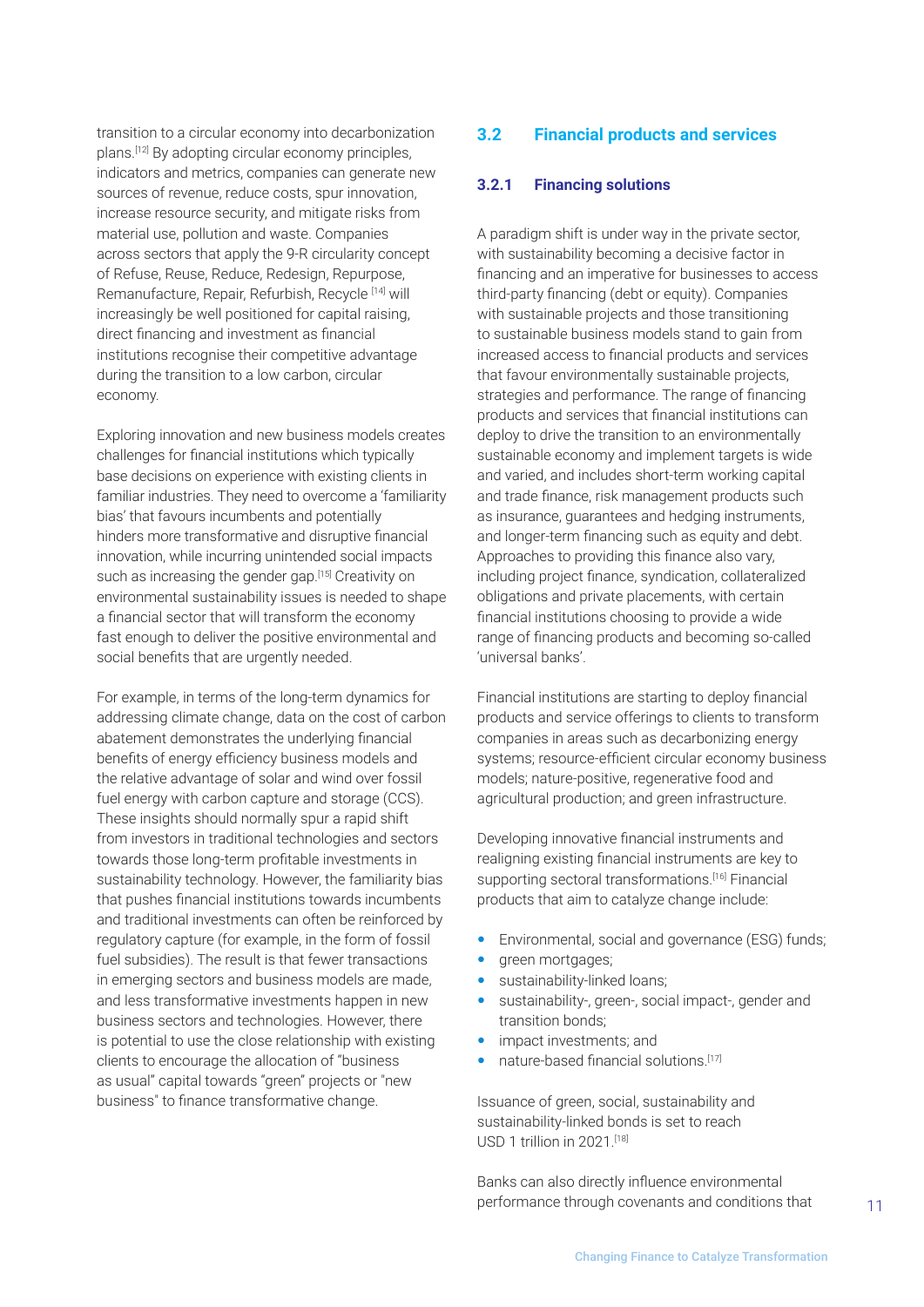transition to a circular economy into decarbonization plans.[12] By adopting circular economy principles, indicators and metrics, companies can generate new sources of revenue, reduce costs, spur innovation, increase resource security, and mitigate risks from material use, pollution and waste. Companies across sectors that apply the 9-R circularity concept of Refuse, Reuse, Reduce, Redesign, Repurpose, Remanufacture, Repair, Refurbish, Recycle [14] will increasingly be well positioned for capital raising, direct financing and investment as financial institutions recognise their competitive advantage during the transition to a low carbon, circular economy.

Exploring innovation and new business models creates challenges for financial institutions which typically base decisions on experience with existing clients in familiar industries. They need to overcome a 'familiarity bias' that favours incumbents and potentially hinders more transformative and disruptive financial innovation, while incurring unintended social impacts such as increasing the gender gap.[15] Creativity on environmental sustainability issues is needed to shape a financial sector that will transform the economy fast enough to deliver the positive environmental and social benefits that are urgently needed.

For example, in terms of the long-term dynamics for addressing climate change, data on the cost of carbon abatement demonstrates the underlying financial benefits of energy efficiency business models and the relative advantage of solar and wind over fossil fuel energy with carbon capture and storage (CCS). These insights should normally spur a rapid shift from investors in traditional technologies and sectors towards those long-term profitable investments in sustainability technology. However, the familiarity bias that pushes financial institutions towards incumbents and traditional investments can often be reinforced by regulatory capture (for example, in the form of fossil fuel subsidies). The result is that fewer transactions in emerging sectors and business models are made, and less transformative investments happen in new business sectors and technologies. However, there is potential to use the close relationship with existing clients to encourage the allocation of "business as usual" capital towards "green" projects or "new business" to finance transformative change.

## 3.2 Financial products and services

### 3.2.1 Financing solutions

A paradigm shift is under way in the private sector, with sustainability becoming a decisive factor in financing and an imperative for businesses to access third-party financing (debt or equity). Companies with sustainable projects and those transitioning to sustainable business models stand to gain from increased access to financial products and services that favour environmentally sustainable projects, strategies and performance. The range of financing products and services that financial institutions can deploy to drive the transition to an environmentally sustainable economy and implement targets is wide and varied, and includes short-term working capital and trade finance, risk management products such as insurance, guarantees and hedging instruments, and longer-term financing such as equity and debt. Approaches to providing this finance also vary, including project finance, syndication, collateralized obligations and private placements, with certain financial institutions choosing to provide a wide range of financing products and becoming so-called 'universal banks'.

Financial institutions are starting to deploy financial products and service offerings to clients to transform companies in areas such as decarbonizing energy systems; resource-efficient circular economy business models; nature-positive, regenerative food and agricultural production; and green infrastructure.

Developing innovative financial instruments and realigning existing financial instruments are key to supporting sectoral transformations.[16] Financial products that aim to catalyze change include:

- Environmental, social and governance (ESG) funds;
- green mortgages;
- sustainability-linked loans;
- sustainability-, green-, social impact-, gender and transition bonds;
- impact investments; and
- nature-based financial solutions.[17]

Issuance of green, social, sustainability and sustainability-linked bonds is set to reach USD 1 trillion in 2021.[18]

Banks can also directly influence environmental performance through covenants and conditions that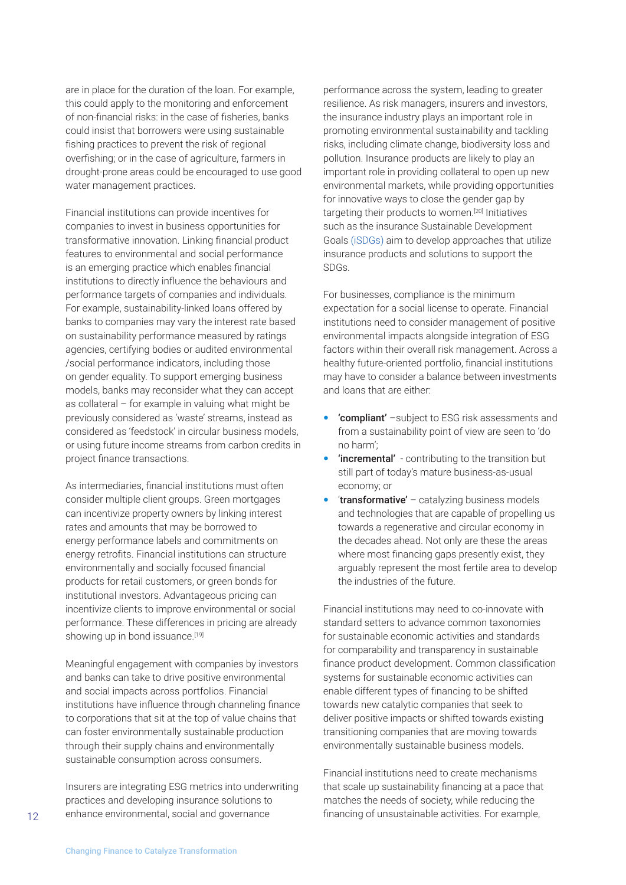are in place for the duration of the loan. For example, this could apply to the monitoring and enforcement of non-financial risks: in the case of fisheries, banks could insist that borrowers were using sustainable fishing practices to prevent the risk of regional overfishing; or in the case of agriculture, farmers in drought-prone areas could be encouraged to use good water management practices.

Financial institutions can provide incentives for companies to invest in business opportunities for transformative innovation. Linking financial product features to environmental and social performance is an emerging practice which enables financial institutions to directly influence the behaviours and performance targets of companies and individuals. For example, sustainability-linked loans offered by banks to companies may vary the interest rate based on sustainability performance measured by ratings agencies, certifying bodies or audited environmental /social performance indicators, including those on gender equality. To support emerging business models, banks may reconsider what they can accept as collateral – for example in valuing what might be previously considered as 'waste' streams, instead as considered as 'feedstock' in circular business models, or using future income streams from carbon credits in project finance transactions.

As intermediaries, financial institutions must often consider multiple client groups. Green mortgages can incentivize property owners by linking interest rates and amounts that may be borrowed to energy performance labels and commitments on energy retrofits. Financial institutions can structure environmentally and socially focused financial products for retail customers, or green bonds for institutional investors. Advantageous pricing can incentivize clients to improve environmental or social performance. These differences in pricing are already showing up in bond issuance.[19]

Meaningful engagement with companies by investors and banks can take to drive positive environmental and social impacts across portfolios. Financial institutions have influence through channeling finance to corporations that sit at the top of value chains that can foster environmentally sustainable production through their supply chains and environmentally sustainable consumption across consumers.

Insurers are integrating ESG metrics into underwriting practices and developing insurance solutions to enhance environmental, social and governance performance across the system, leading to greater resilience. As risk managers, insurers and investors, the insurance industry plays an important role in promoting environmental sustainability and tackling risks, including climate change, biodiversity loss and pollution. Insurance products are likely to play an important role in providing collateral to open up new environmental markets, while providing opportunities for innovative ways to close the gender gap by targeting their products to women.[20] Initiatives such as the insurance Sustainable Development Goals (iSDGs) aim to develop approaches that utilize insurance products and solutions to support the SDGs.

For businesses, compliance is the minimum expectation for a social license to operate. Financial institutions need to consider management of positive environmental impacts alongside integration of ESG factors within their overall risk management. Across a healthy future-oriented portfolio, financial institutions may have to consider a balance between investments and loans that are either:

- **'compliant'** –subject to ESG risk assessments and from a sustainability point of view are seen to 'do no harm';
- **'incremental'** - contributing to the transition but still part of today's mature business-as-usual economy; or
- '**transformative'** – catalyzing business models and technologies that are capable of propelling us towards a regenerative and circular economy in the decades ahead. Not only are these the areas where most financing gaps presently exist, they arguably represent the most fertile area to develop the industries of the future.

Financial institutions may need to co-innovate with standard setters to advance common taxonomies for sustainable economic activities and standards for comparability and transparency in sustainable finance product development. Common classification systems for sustainable economic activities can enable different types of financing to be shifted towards new catalytic companies that seek to deliver positive impacts or shifted towards existing transitioning companies that are moving towards environmentally sustainable business models.

Financial institutions need to create mechanisms that scale up sustainability financing at a pace that matches the needs of society, while reducing the financing of unsustainable activities. For example,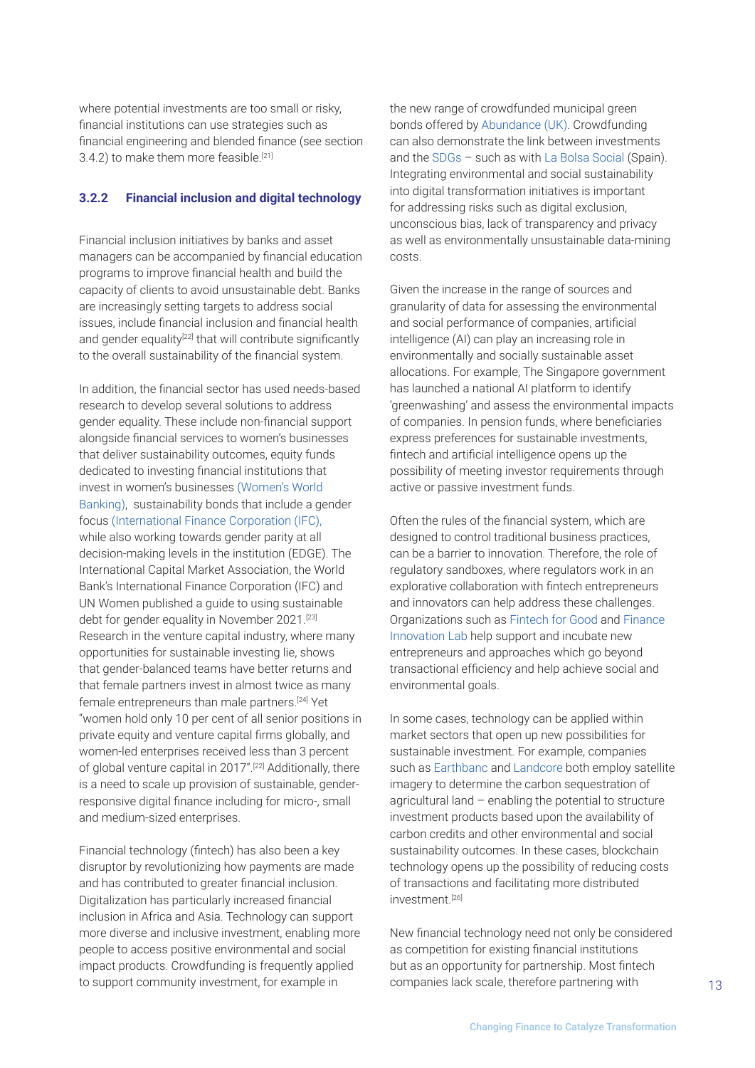where potential investments are too small or risky, financial institutions can use strategies such as financial engineering and blended finance (see section 3.4.2) to make them more feasible.[21]

### 3.2.2 Financial inclusion and digital technology

Financial inclusion initiatives by banks and asset managers can be accompanied by financial education programs to improve financial health and build the capacity of clients to avoid unsustainable debt. Banks are increasingly setting targets to address social issues, include financial inclusion and financial health and gender equality[22] that will contribute significantly to the overall sustainability of the financial system.

In addition, the financial sector has used needs-based research to develop several solutions to address gender equality. These include non-financial support alongside financial services to women's businesses that deliver sustainability outcomes, equity funds dedicated to investing financial institutions that invest in women's businesses (Women's World Banking), sustainability bonds that include a gender focus (International Finance Corporation (IFC), while also working towards gender parity at all decision-making levels in the institution (EDGE). The International Capital Market Association, the World Bank's International Finance Corporation (IFC) and UN Women published a guide to using sustainable debt for gender equality in November 2021.[23] Research in the venture capital industry, where many opportunities for sustainable investing lie, shows that gender-balanced teams have better returns and that female partners invest in almost twice as many female entrepreneurs than male partners.[24] Yet "women hold only 10 per cent of all senior positions in private equity and venture capital firms globally, and women-led enterprises received less than 3 percent of global venture capital in 2017".[22] Additionally, there is a need to scale up provision of sustainable, gender-responsive digital finance including for micro-, small and medium-sized enterprises.

Financial technology (fintech) has also been a key disruptor by revolutionizing how payments are made and has contributed to greater financial inclusion. Digitalization has particularly increased financial inclusion in Africa and Asia. Technology can support more diverse and inclusive investment, enabling more people to access positive environmental and social impact products. Crowdfunding is frequently applied to support community investment, for example in the new range of crowdfunded municipal green bonds offered by Abundance (UK). Crowdfunding can also demonstrate the link between investments and the SDGs – such as with La Bolsa Social (Spain). Integrating environmental and social sustainability into digital transformation initiatives is important for addressing risks such as digital exclusion, unconscious bias, lack of transparency and privacy as well as environmentally unsustainable data-mining costs.

Given the increase in the range of sources and granularity of data for assessing the environmental and social performance of companies, artificial intelligence (AI) can play an increasing role in environmentally and socially sustainable asset allocations. For example, The Singapore government has launched a national AI platform to identify 'greenwashing' and assess the environmental impacts of companies. In pension funds, where beneficiaries express preferences for sustainable investments, fintech and artificial intelligence opens up the possibility of meeting investor requirements through active or passive investment funds.

Often the rules of the financial system, which are designed to control traditional business practices, can be a barrier to innovation. Therefore, the role of regulatory sandboxes, where regulators work in an explorative collaboration with fintech entrepreneurs and innovators can help address these challenges. Organizations such as Fintech for Good and Finance Innovation Lab help support and incubate new entrepreneurs and approaches which go beyond transactional efficiency and help achieve social and environmental goals.

In some cases, technology can be applied within market sectors that open up new possibilities for sustainable investment. For example, companies such as Earthbanc and Landcore both employ satellite imagery to determine the carbon sequestration of agricultural land – enabling the potential to structure investment products based upon the availability of carbon credits and other environmental and social sustainability outcomes. In these cases, blockchain technology opens up the possibility of reducing costs of transactions and facilitating more distributed investment.[26]

New financial technology need not only be considered as competition for existing financial institutions but as an opportunity for partnership. Most fintech companies lack scale, therefore partnering with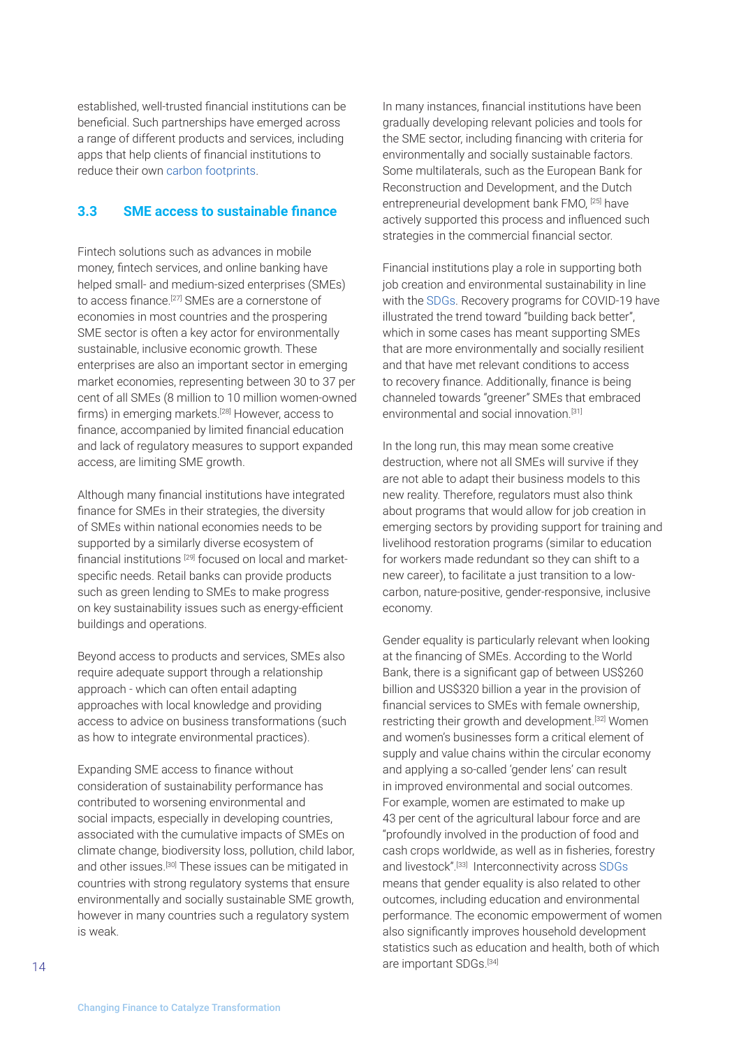established, well-trusted financial institutions can be beneficial. Such partnerships have emerged across a range of different products and services, including apps that help clients of financial institutions to reduce their own carbon footprints.

### 3.3 SME access to sustainable finance

Fintech solutions such as advances in mobile money, fintech services, and online banking have helped small- and medium-sized enterprises (SMEs) to access finance.[27] SMEs are a cornerstone of economies in most countries and the prospering SME sector is often a key actor for environmentally sustainable, inclusive economic growth. These enterprises are also an important sector in emerging market economies, representing between 30 to 37 per cent of all SMEs (8 million to 10 million women-owned firms) in emerging markets.[28] However, access to finance, accompanied by limited financial education and lack of regulatory measures to support expanded access, are limiting SME growth.

Although many financial institutions have integrated finance for SMEs in their strategies, the diversity of SMEs within national economies needs to be supported by a similarly diverse ecosystem of financial institutions [29] focused on local and market-specific needs. Retail banks can provide products such as green lending to SMEs to make progress on key sustainability issues such as energy-efficient buildings and operations.

Beyond access to products and services, SMEs also require adequate support through a relationship approach - which can often entail adapting approaches with local knowledge and providing access to advice on business transformations (such as how to integrate environmental practices).

Expanding SME access to finance without consideration of sustainability performance has contributed to worsening environmental and social impacts, especially in developing countries, associated with the cumulative impacts of SMEs on climate change, biodiversity loss, pollution, child labor, and other issues.[30] These issues can be mitigated in countries with strong regulatory systems that ensure environmentally and socially sustainable SME growth, however in many countries such a regulatory system is weak.

In many instances, financial institutions have been gradually developing relevant policies and tools for the SME sector, including financing with criteria for environmentally and socially sustainable factors. Some multilaterals, such as the European Bank for Reconstruction and Development, and the Dutch entrepreneurial development bank FMO, [25] have actively supported this process and influenced such strategies in the commercial financial sector.

Financial institutions play a role in supporting both job creation and environmental sustainability in line with the SDGs. Recovery programs for COVID-19 have illustrated the trend toward "building back better", which in some cases has meant supporting SMEs that are more environmentally and socially resilient and that have met relevant conditions to access to recovery finance. Additionally, finance is being channeled towards "greener" SMEs that embraced environmental and social innovation.[31]

In the long run, this may mean some creative destruction, where not all SMEs will survive if they are not able to adapt their business models to this new reality. Therefore, regulators must also think about programs that would allow for job creation in emerging sectors by providing support for training and livelihood restoration programs (similar to education for workers made redundant so they can shift to a new career), to facilitate a just transition to a low-carbon, nature-positive, gender-responsive, inclusive economy.

Gender equality is particularly relevant when looking at the financing of SMEs. According to the World Bank, there is a significant gap of between US$260 billion and US$320 billion a year in the provision of financial services to SMEs with female ownership, restricting their growth and development.[32] Women and women's businesses form a critical element of supply and value chains within the circular economy and applying a so-called 'gender lens' can result in improved environmental and social outcomes. For example, women are estimated to make up 43 per cent of the agricultural labour force and are "profoundly involved in the production of food and cash crops worldwide, as well as in fisheries, forestry and livestock".[33] Interconnectivity across SDGs means that gender equality is also related to other outcomes, including education and environmental performance. The economic empowerment of women also significantly improves household development statistics such as education and health, both of which are important SDGs.[34]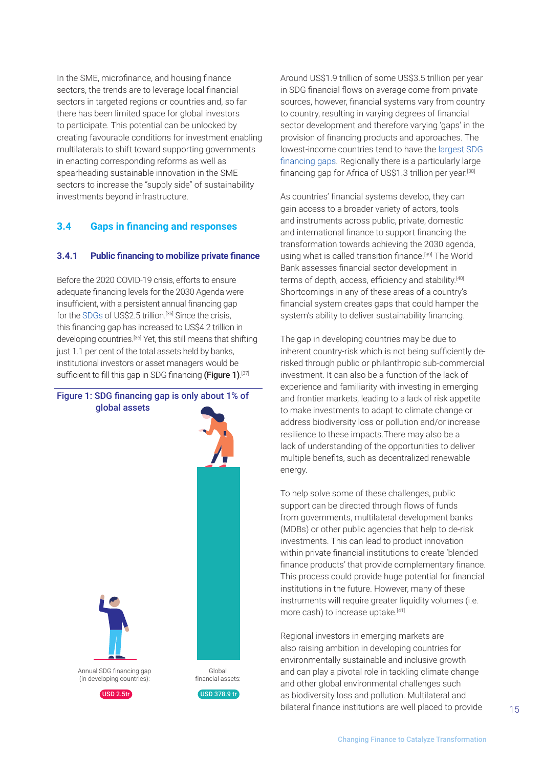In the SME, microfinance, and housing finance sectors, the trends are to leverage local financial sectors in targeted regions or countries and, so far there has been limited space for global investors to participate. This potential can be unlocked by creating favourable conditions for investment enabling multilaterals to shift toward supporting governments in enacting corresponding reforms as well as spearheading sustainable innovation in the SME sectors to increase the "supply side" of sustainability investments beyond infrastructure.

## 3.4 Gaps in financing and responses

### 3.4.1 Public financing to mobilize private finance

Before the 2020 COVID-19 crisis, efforts to ensure adequate financing levels for the 2030 Agenda were insufficient, with a persistent annual financing gap for the SDGs of US$2.5 trillion.[35] Since the crisis, this financing gap has increased to US$4.2 trillion in developing countries.[36] Yet, this still means that shifting just 1.1 per cent of the total assets held by banks, institutional investors or asset managers would be sufficient to fill this gap in SDG financing **(Figure 1)**.[37]

**Figure 1: SDG financing gap is only about 1% of global assets**

Annual SDG financing gap (in developing countries): USD 2.5tr

Global financial assets: USD 378.9 tr

Around US$1.9 trillion of some US$3.5 trillion per year in SDG financial flows on average come from private sources, however, financial systems vary from country to country, resulting in varying degrees of financial sector development and therefore varying 'gaps' in the provision of financing products and approaches. The lowest-income countries tend to have the largest SDG financing gaps. Regionally there is a particularly large financing gap for Africa of US$1.3 trillion per year.[38]

As countries' financial systems develop, they can gain access to a broader variety of actors, tools and instruments across public, private, domestic and international finance to support financing the transformation towards achieving the 2030 agenda, using what is called transition finance.[39] The World Bank assesses financial sector development in terms of depth, access, efficiency and stability.[40] Shortcomings in any of these areas of a country's financial system creates gaps that could hamper the system's ability to deliver sustainability financing.

The gap in developing countries may be due to inherent country-risk which is not being sufficiently de-risked through public or philanthropic sub-commercial investment. It can also be a function of the lack of experience and familiarity with investing in emerging and frontier markets, leading to a lack of risk appetite to make investments to adapt to climate change or address biodiversity loss or pollution and/or increase resilience to these impacts.There may also be a lack of understanding of the opportunities to deliver multiple benefits, such as decentralized renewable energy.

To help solve some of these challenges, public support can be directed through flows of funds from governments, multilateral development banks (MDBs) or other public agencies that help to de-risk investments. This can lead to product innovation within private financial institutions to create 'blended finance products' that provide complementary finance. This process could provide huge potential for financial institutions in the future. However, many of these instruments will require greater liquidity volumes (i.e. more cash) to increase uptake.[41]

Regional investors in emerging markets are also raising ambition in developing countries for environmentally sustainable and inclusive growth and can play a pivotal role in tackling climate change and other global environmental challenges such as biodiversity loss and pollution. Multilateral and bilateral finance institutions are well placed to provide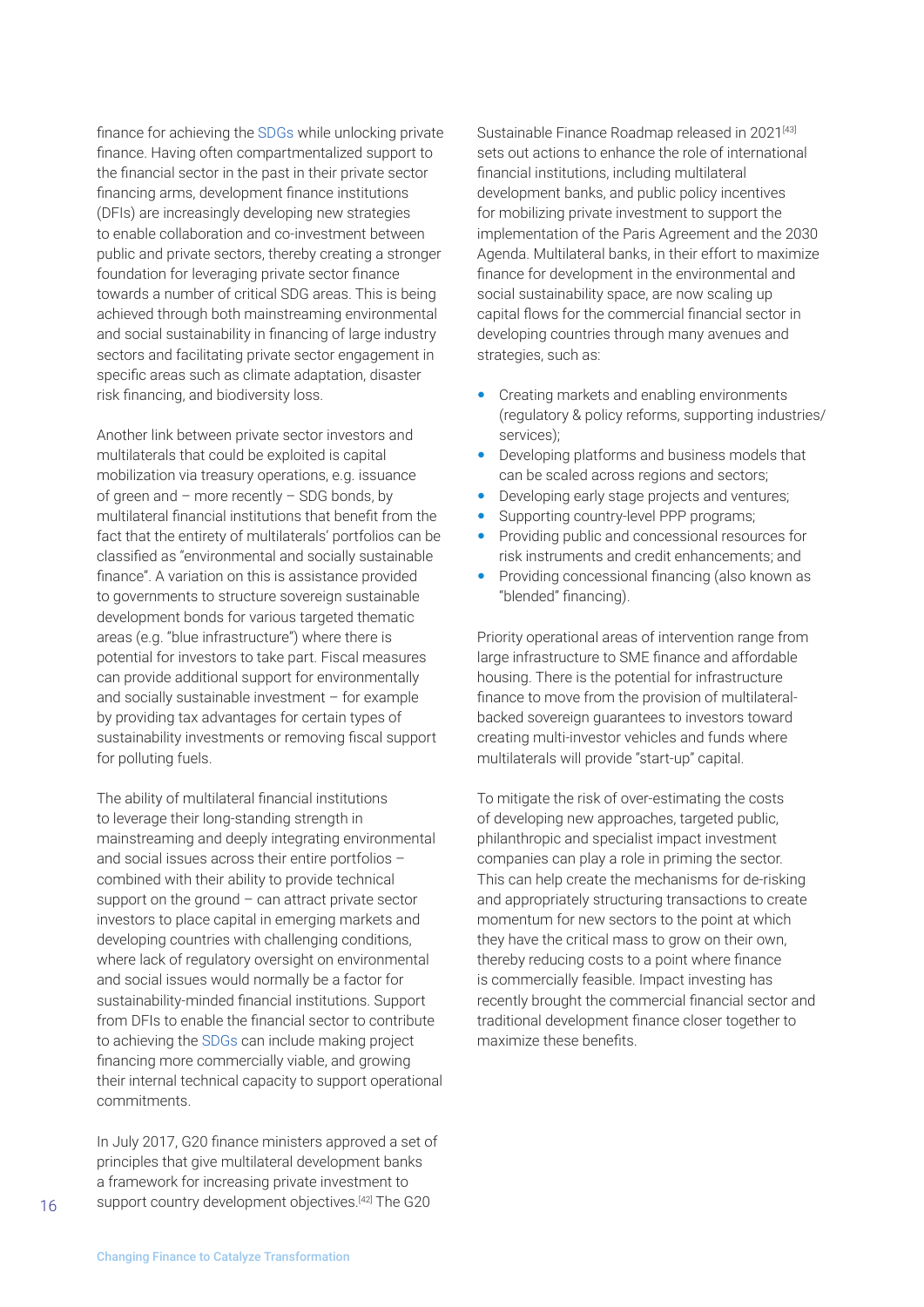finance for achieving the SDGs while unlocking private finance. Having often compartmentalized support to the financial sector in the past in their private sector financing arms, development finance institutions (DFIs) are increasingly developing new strategies to enable collaboration and co-investment between public and private sectors, thereby creating a stronger foundation for leveraging private sector finance towards a number of critical SDG areas. This is being achieved through both mainstreaming environmental and social sustainability in financing of large industry sectors and facilitating private sector engagement in specific areas such as climate adaptation, disaster risk financing, and biodiversity loss.

Another link between private sector investors and multilaterals that could be exploited is capital mobilization via treasury operations, e.g. issuance of green and – more recently – SDG bonds, by multilateral financial institutions that benefit from the fact that the entirety of multilaterals' portfolios can be classified as "environmental and socially sustainable finance". A variation on this is assistance provided to governments to structure sovereign sustainable development bonds for various targeted thematic areas (e.g. "blue infrastructure") where there is potential for investors to take part. Fiscal measures can provide additional support for environmentally and socially sustainable investment – for example by providing tax advantages for certain types of sustainability investments or removing fiscal support for polluting fuels.

The ability of multilateral financial institutions to leverage their long-standing strength in mainstreaming and deeply integrating environmental and social issues across their entire portfolios – combined with their ability to provide technical support on the ground – can attract private sector investors to place capital in emerging markets and developing countries with challenging conditions, where lack of regulatory oversight on environmental and social issues would normally be a factor for sustainability-minded financial institutions. Support from DFIs to enable the financial sector to contribute to achieving the SDGs can include making project financing more commercially viable, and growing their internal technical capacity to support operational commitments.

In July 2017, G20 finance ministers approved a set of principles that give multilateral development banks a framework for increasing private investment to support country development objectives.[42] The G20 Sustainable Finance Roadmap released in 2021[43] sets out actions to enhance the role of international financial institutions, including multilateral development banks, and public policy incentives for mobilizing private investment to support the implementation of the Paris Agreement and the 2030 Agenda. Multilateral banks, in their effort to maximize finance for development in the environmental and social sustainability space, are now scaling up capital flows for the commercial financial sector in developing countries through many avenues and strategies, such as:

- Creating markets and enabling environments (regulatory & policy reforms, supporting industries/services);
- Developing platforms and business models that can be scaled across regions and sectors;
- Developing early stage projects and ventures;
- Supporting country-level PPP programs;
- Providing public and concessional resources for risk instruments and credit enhancements; and
- Providing concessional financing (also known as "blended" financing).

Priority operational areas of intervention range from large infrastructure to SME finance and affordable housing. There is the potential for infrastructure finance to move from the provision of multilateral-backed sovereign guarantees to investors toward creating multi-investor vehicles and funds where multilaterals will provide "start-up" capital.

To mitigate the risk of over-estimating the costs of developing new approaches, targeted public, philanthropic and specialist impact investment companies can play a role in priming the sector. This can help create the mechanisms for de-risking and appropriately structuring transactions to create momentum for new sectors to the point at which they have the critical mass to grow on their own, thereby reducing costs to a point where finance is commercially feasible. Impact investing has recently brought the commercial financial sector and traditional development finance closer together to maximize these benefits.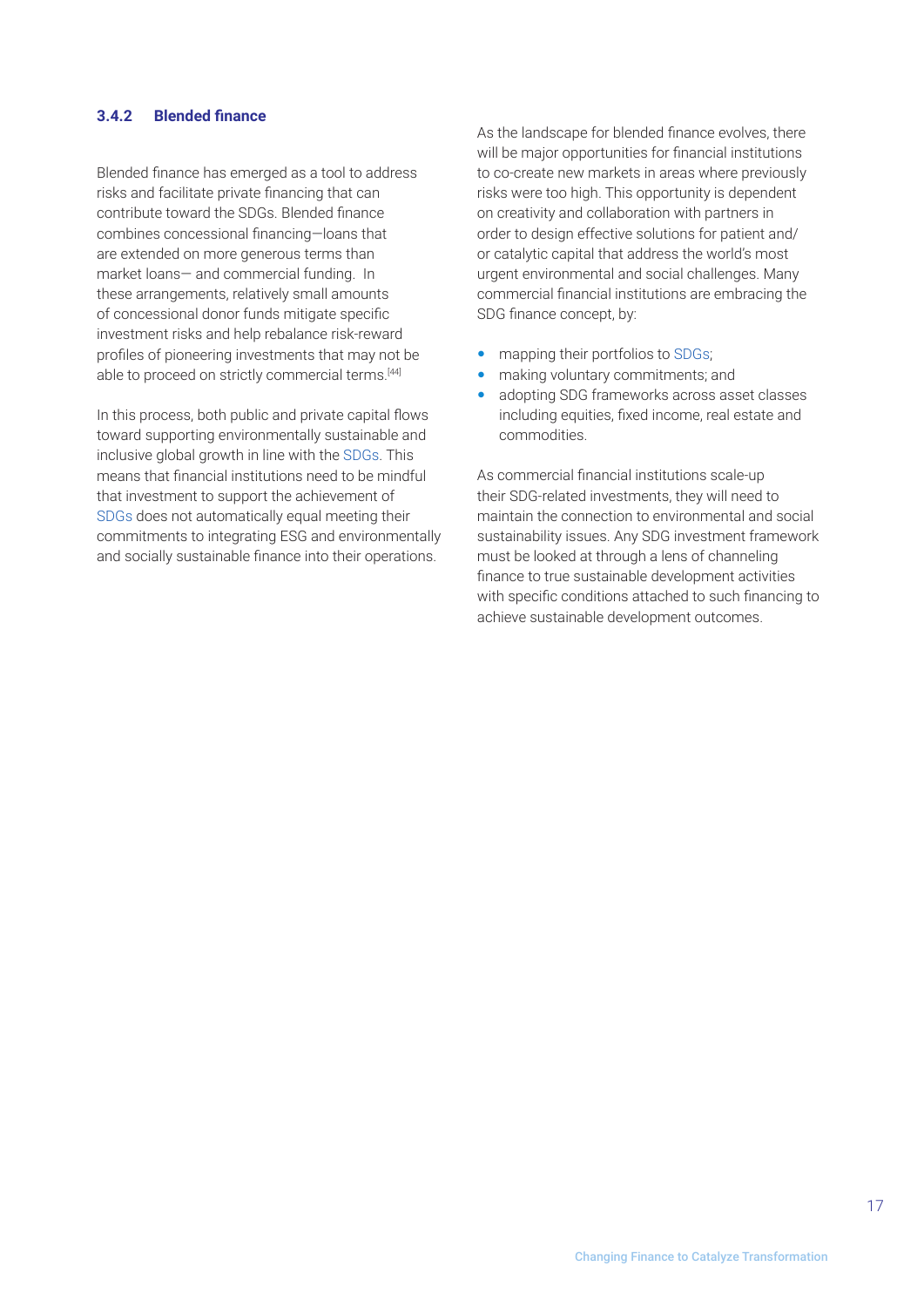### 3.4.2 Blended finance

Blended finance has emerged as a tool to address risks and facilitate private financing that can contribute toward the SDGs. Blended finance combines concessional financing—loans that are extended on more generous terms than market loans— and commercial funding. In these arrangements, relatively small amounts of concessional donor funds mitigate specific investment risks and help rebalance risk-reward profiles of pioneering investments that may not be able to proceed on strictly commercial terms.[44]

In this process, both public and private capital flows toward supporting environmentally sustainable and inclusive global growth in line with the SDGs. This means that financial institutions need to be mindful that investment to support the achievement of SDGs does not automatically equal meeting their commitments to integrating ESG and environmentally and socially sustainable finance into their operations.

As the landscape for blended finance evolves, there will be major opportunities for financial institutions to co-create new markets in areas where previously risks were too high. This opportunity is dependent on creativity and collaboration with partners in order to design effective solutions for patient and/or catalytic capital that address the world's most urgent environmental and social challenges. Many commercial financial institutions are embracing the SDG finance concept, by:

- mapping their portfolios to SDGs;
- making voluntary commitments; and
- adopting SDG frameworks across asset classes including equities, fixed income, real estate and commodities.

As commercial financial institutions scale-up their SDG-related investments, they will need to maintain the connection to environmental and social sustainability issues. Any SDG investment framework must be looked at through a lens of channeling finance to true sustainable development activities with specific conditions attached to such financing to achieve sustainable development outcomes.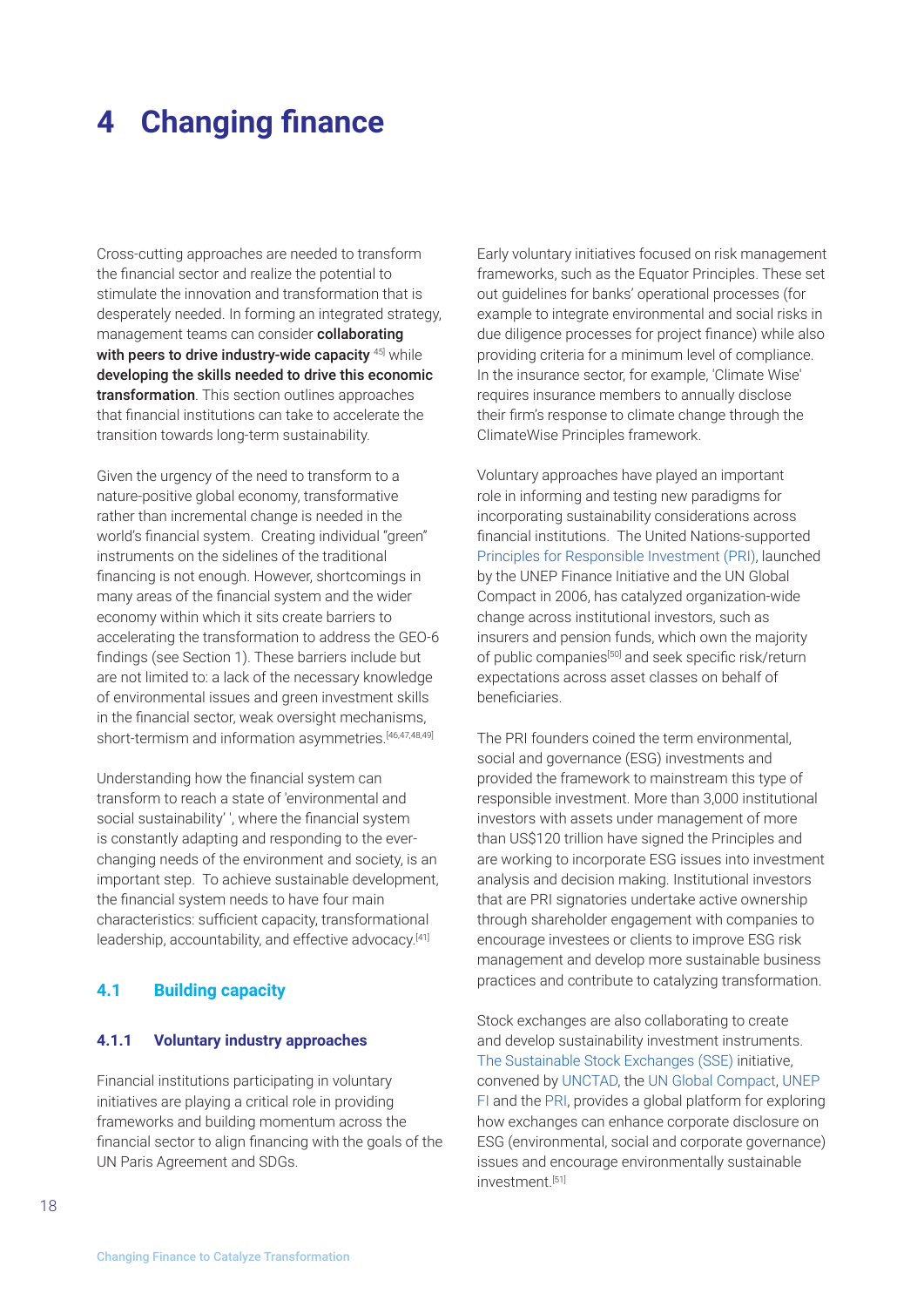# 4 Changing finance

Cross-cutting approaches are needed to transform the financial sector and realize the potential to stimulate the innovation and transformation that is desperately needed. In forming an integrated strategy, management teams can consider **collaborating with peers to drive industry-wide capacity** [45] while **developing the skills needed to drive this economic transformation**. This section outlines approaches that financial institutions can take to accelerate the transition towards long-term sustainability.

Given the urgency of the need to transform to a nature-positive global economy, transformative rather than incremental change is needed in the world's financial system. Creating individual "green" instruments on the sidelines of the traditional financing is not enough. However, shortcomings in many areas of the financial system and the wider economy within which it sits create barriers to accelerating the transformation to address the GEO-6 findings (see Section 1). These barriers include but are not limited to: a lack of the necessary knowledge of environmental issues and green investment skills in the financial sector, weak oversight mechanisms, short-termism and information asymmetries.[46,47,48,49]

Understanding how the financial system can transform to reach a state of 'environmental and social sustainability' ', where the financial system is constantly adapting and responding to the ever-changing needs of the environment and society, is an important step. To achieve sustainable development, the financial system needs to have four main characteristics: sufficient capacity, transformational leadership, accountability, and effective advocacy.[41]

## 4.1 Building capacity

### 4.1.1 Voluntary industry approaches

Financial institutions participating in voluntary initiatives are playing a critical role in providing frameworks and building momentum across the financial sector to align financing with the goals of the UN Paris Agreement and SDGs.

Early voluntary initiatives focused on risk management frameworks, such as the Equator Principles. These set out guidelines for banks' operational processes (for example to integrate environmental and social risks in due diligence processes for project finance) while also providing criteria for a minimum level of compliance. In the insurance sector, for example, 'Climate Wise' requires insurance members to annually disclose their firm's response to climate change through the ClimateWise Principles framework.

Voluntary approaches have played an important role in informing and testing new paradigms for incorporating sustainability considerations across financial institutions. The United Nations-supported Principles for Responsible Investment (PRI), launched by the UNEP Finance Initiative and the UN Global Compact in 2006, has catalyzed organization-wide change across institutional investors, such as insurers and pension funds, which own the majority of public companies[50] and seek specific risk/return expectations across asset classes on behalf of beneficiaries.

The PRI founders coined the term environmental, social and governance (ESG) investments and provided the framework to mainstream this type of responsible investment. More than 3,000 institutional investors with assets under management of more than US$120 trillion have signed the Principles and are working to incorporate ESG issues into investment analysis and decision making. Institutional investors that are PRI signatories undertake active ownership through shareholder engagement with companies to encourage investees or clients to improve ESG risk management and develop more sustainable business practices and contribute to catalyzing transformation.

Stock exchanges are also collaborating to create and develop sustainability investment instruments. The Sustainable Stock Exchanges (SSE) initiative, convened by UNCTAD, the UN Global Compact, UNEP FI and the PRI, provides a global platform for exploring how exchanges can enhance corporate disclosure on ESG (environmental, social and corporate governance) issues and encourage environmentally sustainable investment.[51]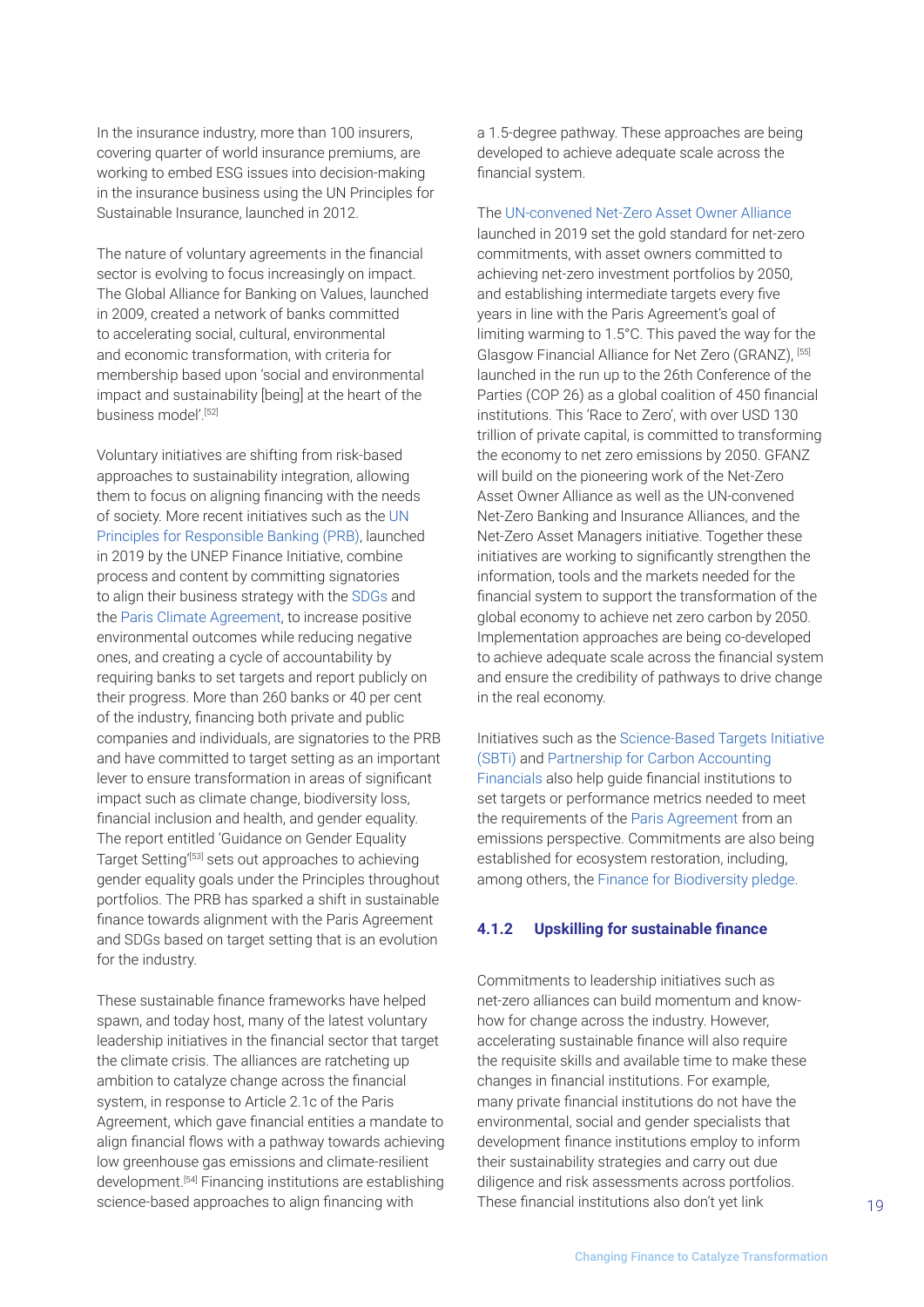In the insurance industry, more than 100 insurers, covering quarter of world insurance premiums, are working to embed ESG issues into decision-making in the insurance business using the UN Principles for Sustainable Insurance, launched in 2012.

The nature of voluntary agreements in the financial sector is evolving to focus increasingly on impact. The Global Alliance for Banking on Values, launched in 2009, created a network of banks committed to accelerating social, cultural, environmental and economic transformation, with criteria for membership based upon 'social and environmental impact and sustainability [being] at the heart of the business model'.[52]

Voluntary initiatives are shifting from risk-based approaches to sustainability integration, allowing them to focus on aligning financing with the needs of society. More recent initiatives such as the UN Principles for Responsible Banking (PRB), launched in 2019 by the UNEP Finance Initiative, combine process and content by committing signatories to align their business strategy with the SDGs and the Paris Climate Agreement, to increase positive environmental outcomes while reducing negative ones, and creating a cycle of accountability by requiring banks to set targets and report publicly on their progress. More than 260 banks or 40 per cent of the industry, financing both private and public companies and individuals, are signatories to the PRB and have committed to target setting as an important lever to ensure transformation in areas of significant impact such as climate change, biodiversity loss, financial inclusion and health, and gender equality. The report entitled 'Guidance on Gender Equality Target Setting'[53] sets out approaches to achieving gender equality goals under the Principles throughout portfolios. The PRB has sparked a shift in sustainable finance towards alignment with the Paris Agreement and SDGs based on target setting that is an evolution for the industry.

These sustainable finance frameworks have helped spawn, and today host, many of the latest voluntary leadership initiatives in the financial sector that target the climate crisis. The alliances are ratcheting up ambition to catalyze change across the financial system, in response to Article 2.1c of the Paris Agreement, which gave financial entities a mandate to align financial flows with a pathway towards achieving low greenhouse gas emissions and climate-resilient development.[54] Financing institutions are establishing science-based approaches to align financing with a 1.5-degree pathway. These approaches are being developed to achieve adequate scale across the financial system.

The UN-convened Net-Zero Asset Owner Alliance launched in 2019 set the gold standard for net-zero commitments, with asset owners committed to achieving net-zero investment portfolios by 2050, and establishing intermediate targets every five years in line with the Paris Agreement's goal of limiting warming to 1.5°C. This paved the way for the Glasgow Financial Alliance for Net Zero (GRANZ), [55] launched in the run up to the 26th Conference of the Parties (COP 26) as a global coalition of 450 financial institutions. This 'Race to Zero', with over USD 130 trillion of private capital, is committed to transforming the economy to net zero emissions by 2050. GFANZ will build on the pioneering work of the Net-Zero Asset Owner Alliance as well as the UN-convened Net-Zero Banking and Insurance Alliances, and the Net-Zero Asset Managers initiative. Together these initiatives are working to significantly strengthen the information, tools and the markets needed for the financial system to support the transformation of the global economy to achieve net zero carbon by 2050. Implementation approaches are being co-developed to achieve adequate scale across the financial system and ensure the credibility of pathways to drive change in the real economy.

Initiatives such as the Science-Based Targets Initiative (SBTi) and Partnership for Carbon Accounting Financials also help guide financial institutions to set targets or performance metrics needed to meet the requirements of the Paris Agreement from an emissions perspective. Commitments are also being established for ecosystem restoration, including, among others, the Finance for Biodiversity pledge.

### 4.1.2 Upskilling for sustainable finance

Commitments to leadership initiatives such as net-zero alliances can build momentum and know-how for change across the industry. However, accelerating sustainable finance will also require the requisite skills and available time to make these changes in financial institutions. For example, many private financial institutions do not have the environmental, social and gender specialists that development finance institutions employ to inform their sustainability strategies and carry out due diligence and risk assessments across portfolios. These financial institutions also don't yet link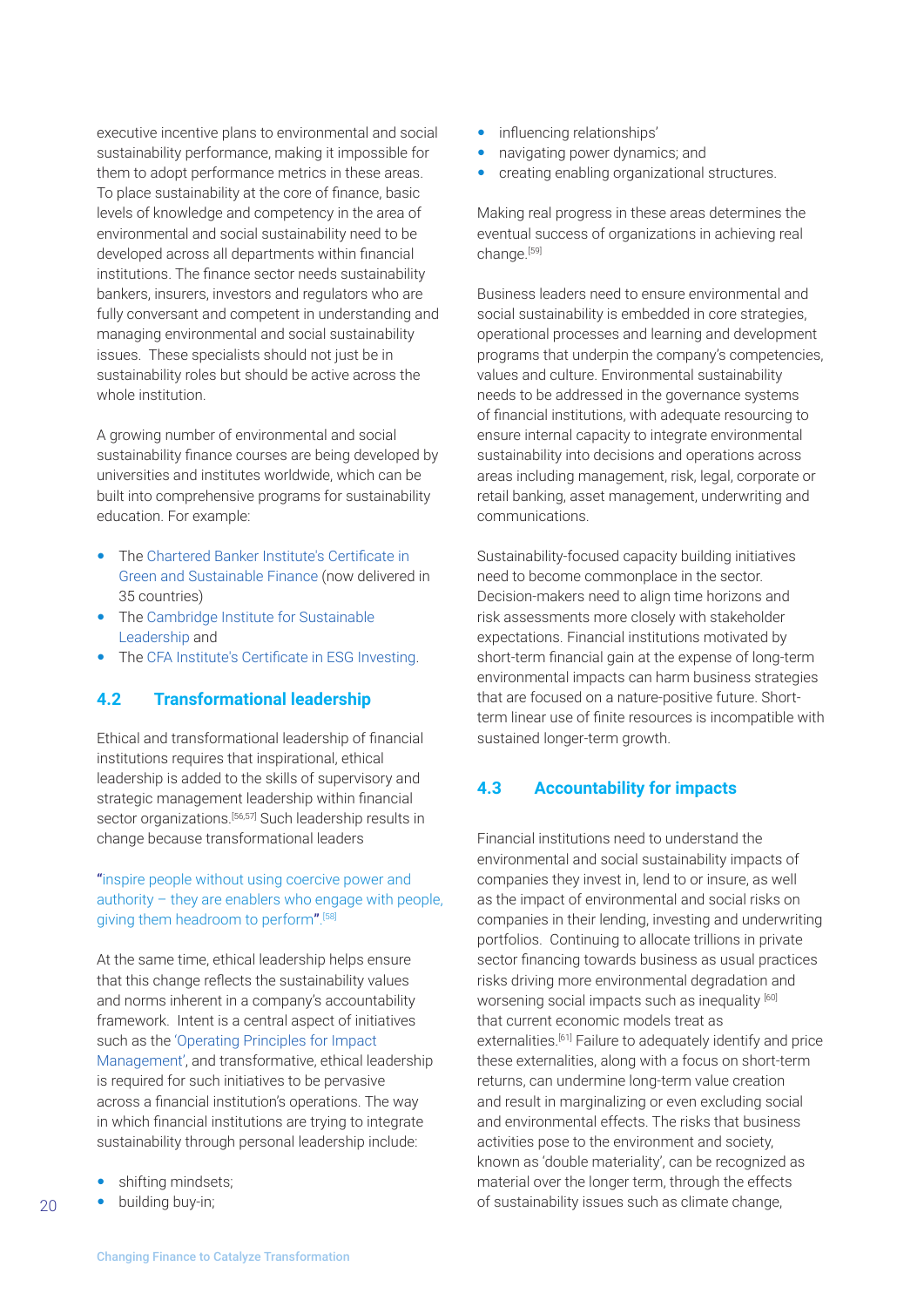executive incentive plans to environmental and social sustainability performance, making it impossible for them to adopt performance metrics in these areas. To place sustainability at the core of finance, basic levels of knowledge and competency in the area of environmental and social sustainability need to be developed across all departments within financial institutions. The finance sector needs sustainability bankers, insurers, investors and regulators who are fully conversant and competent in understanding and managing environmental and social sustainability issues. These specialists should not just be in sustainability roles but should be active across the whole institution.

A growing number of environmental and social sustainability finance courses are being developed by universities and institutes worldwide, which can be built into comprehensive programs for sustainability education. For example:

- The Chartered Banker Institute's Certificate in Green and Sustainable Finance (now delivered in 35 countries)
- The Cambridge Institute for Sustainable Leadership and
- The CFA Institute's Certificate in ESG Investing.

## 4.2 Transformational leadership

Ethical and transformational leadership of financial institutions requires that inspirational, ethical leadership is added to the skills of supervisory and strategic management leadership within financial sector organizations.[56,57] Such leadership results in change because transformational leaders

"inspire people without using coercive power and authority – they are enablers who engage with people, giving them headroom to perform".[58]

At the same time, ethical leadership helps ensure that this change reflects the sustainability values and norms inherent in a company's accountability framework. Intent is a central aspect of initiatives such as the 'Operating Principles for Impact Management', and transformative, ethical leadership is required for such initiatives to be pervasive across a financial institution's operations. The way in which financial institutions are trying to integrate sustainability through personal leadership include:

- shifting mindsets;
- building buy-in;
- influencing relationships'
- navigating power dynamics; and
- creating enabling organizational structures.

Making real progress in these areas determines the eventual success of organizations in achieving real change.[59]

Business leaders need to ensure environmental and social sustainability is embedded in core strategies, operational processes and learning and development programs that underpin the company's competencies, values and culture. Environmental sustainability needs to be addressed in the governance systems of financial institutions, with adequate resourcing to ensure internal capacity to integrate environmental sustainability into decisions and operations across areas including management, risk, legal, corporate or retail banking, asset management, underwriting and communications.

Sustainability-focused capacity building initiatives need to become commonplace in the sector. Decision-makers need to align time horizons and risk assessments more closely with stakeholder expectations. Financial institutions motivated by short-term financial gain at the expense of long-term environmental impacts can harm business strategies that are focused on a nature-positive future. Short-term linear use of finite resources is incompatible with sustained longer-term growth.

## 4.3 Accountability for impacts

Financial institutions need to understand the environmental and social sustainability impacts of companies they invest in, lend to or insure, as well as the impact of environmental and social risks on companies in their lending, investing and underwriting portfolios. Continuing to allocate trillions in private sector financing towards business as usual practices risks driving more environmental degradation and worsening social impacts such as inequality [60] that current economic models treat as externalities.[61] Failure to adequately identify and price these externalities, along with a focus on short-term returns, can undermine long-term value creation and result in marginalizing or even excluding social and environmental effects. The risks that business activities pose to the environment and society, known as 'double materiality', can be recognized as material over the longer term, through the effects of sustainability issues such as climate change,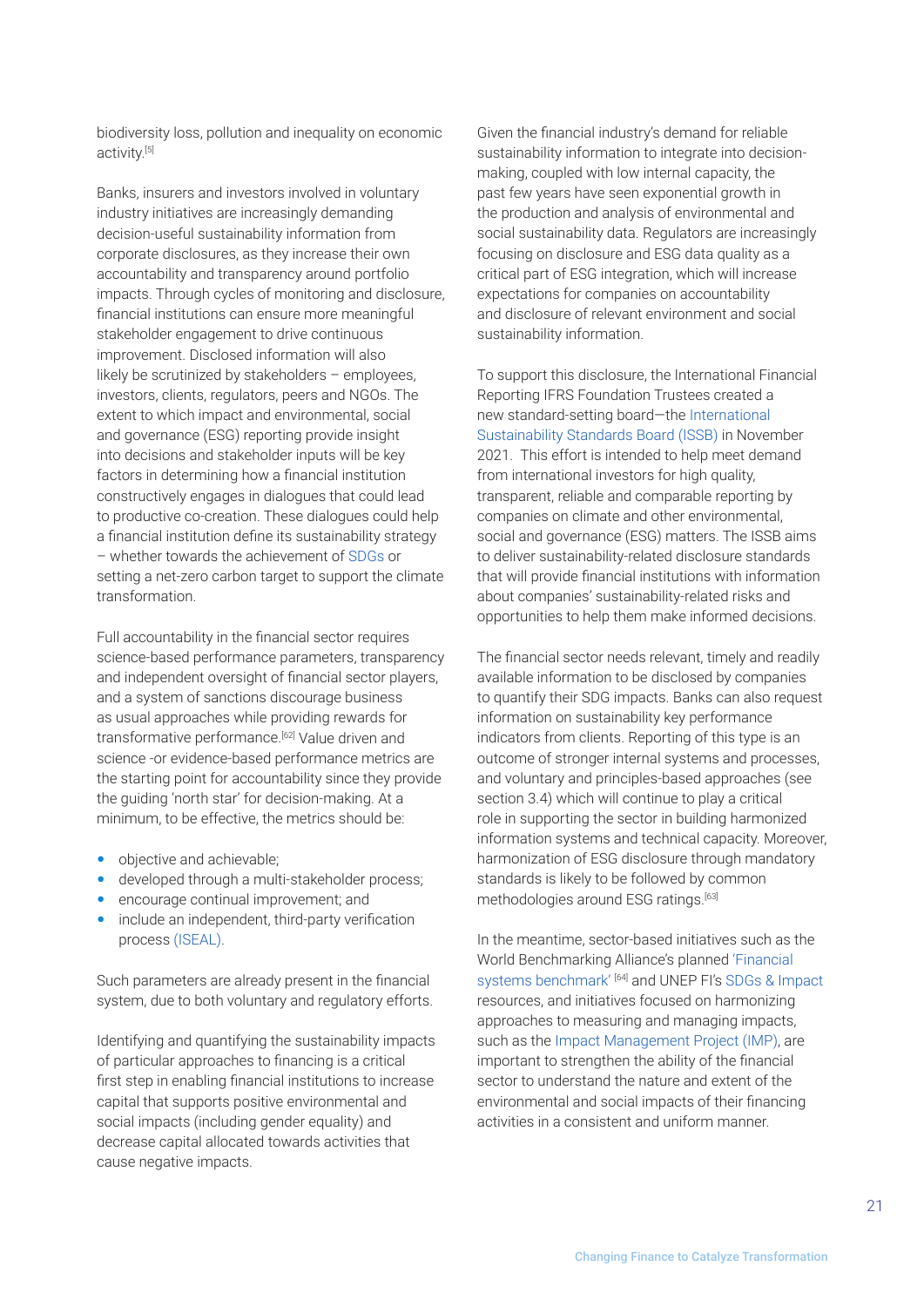biodiversity loss, pollution and inequality on economic activity.[5]

Banks, insurers and investors involved in voluntary industry initiatives are increasingly demanding decision-useful sustainability information from corporate disclosures, as they increase their own accountability and transparency around portfolio impacts. Through cycles of monitoring and disclosure, financial institutions can ensure more meaningful stakeholder engagement to drive continuous improvement. Disclosed information will also likely be scrutinized by stakeholders – employees, investors, clients, regulators, peers and NGOs. The extent to which impact and environmental, social and governance (ESG) reporting provide insight into decisions and stakeholder inputs will be key factors in determining how a financial institution constructively engages in dialogues that could lead to productive co-creation. These dialogues could help a financial institution define its sustainability strategy – whether towards the achievement of SDGs or setting a net-zero carbon target to support the climate transformation.

Full accountability in the financial sector requires science-based performance parameters, transparency and independent oversight of financial sector players, and a system of sanctions discourage business as usual approaches while providing rewards for transformative performance.[62] Value driven and science -or evidence-based performance metrics are the starting point for accountability since they provide the guiding 'north star' for decision-making. At a minimum, to be effective, the metrics should be:

- objective and achievable;
- developed through a multi-stakeholder process;
- encourage continual improvement; and
- include an independent, third-party verification process (ISEAL).

Such parameters are already present in the financial system, due to both voluntary and regulatory efforts.

Identifying and quantifying the sustainability impacts of particular approaches to financing is a critical first step in enabling financial institutions to increase capital that supports positive environmental and social impacts (including gender equality) and decrease capital allocated towards activities that cause negative impacts.

Given the financial industry's demand for reliable sustainability information to integrate into decision-making, coupled with low internal capacity, the past few years have seen exponential growth in the production and analysis of environmental and social sustainability data. Regulators are increasingly focusing on disclosure and ESG data quality as a critical part of ESG integration, which will increase expectations for companies on accountability and disclosure of relevant environment and social sustainability information.

To support this disclosure, the International Financial Reporting IFRS Foundation Trustees created a new standard-setting board—the International Sustainability Standards Board (ISSB) in November 2021. This effort is intended to help meet demand from international investors for high quality, transparent, reliable and comparable reporting by companies on climate and other environmental, social and governance (ESG) matters. The ISSB aims to deliver sustainability-related disclosure standards that will provide financial institutions with information about companies' sustainability-related risks and opportunities to help them make informed decisions.

The financial sector needs relevant, timely and readily available information to be disclosed by companies to quantify their SDG impacts. Banks can also request information on sustainability key performance indicators from clients. Reporting of this type is an outcome of stronger internal systems and processes, and voluntary and principles-based approaches (see section 3.4) which will continue to play a critical role in supporting the sector in building harmonized information systems and technical capacity. Moreover, harmonization of ESG disclosure through mandatory standards is likely to be followed by common methodologies around ESG ratings.[63]

In the meantime, sector-based initiatives such as the World Benchmarking Alliance's planned 'Financial systems benchmark' [64] and UNEP FI's SDGs & Impact resources, and initiatives focused on harmonizing approaches to measuring and managing impacts, such as the Impact Management Project (IMP), are important to strengthen the ability of the financial sector to understand the nature and extent of the environmental and social impacts of their financing activities in a consistent and uniform manner.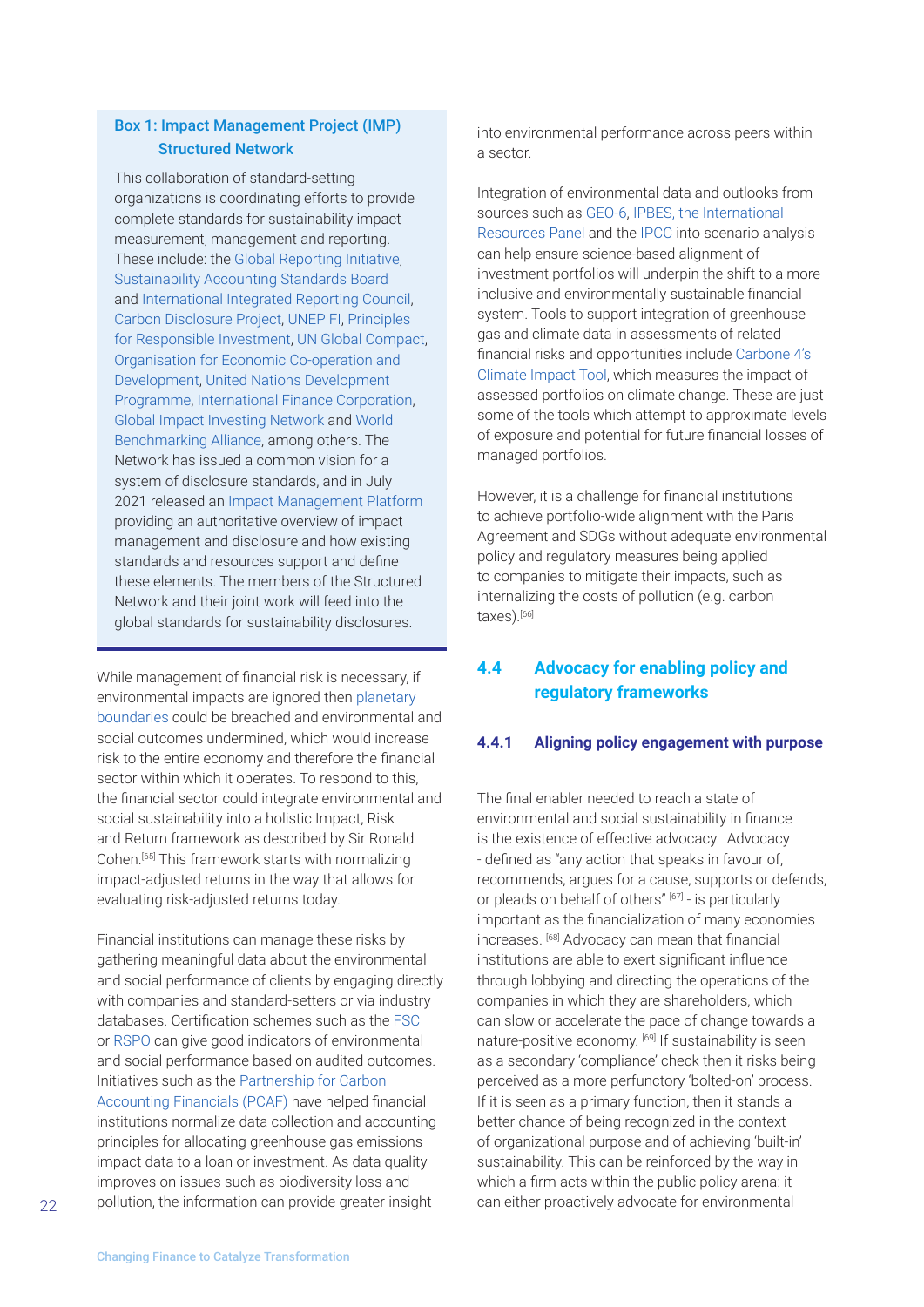**Box 1: Impact Management Project (IMP) Structured Network**

This collaboration of standard-setting organizations is coordinating efforts to provide complete standards for sustainability impact measurement, management and reporting. These include: the Global Reporting Initiative, Sustainability Accounting Standards Board and International Integrated Reporting Council, Carbon Disclosure Project, UNEP FI, Principles for Responsible Investment, UN Global Compact, Organisation for Economic Co-operation and Development, United Nations Development Programme, International Finance Corporation, Global Impact Investing Network and World Benchmarking Alliance, among others. The Network has issued a common vision for a system of disclosure standards, and in July 2021 released an Impact Management Platform providing an authoritative overview of impact management and disclosure and how existing standards and resources support and define these elements. The members of the Structured Network and their joint work will feed into the global standards for sustainability disclosures.

While management of financial risk is necessary, if environmental impacts are ignored then planetary boundaries could be breached and environmental and social outcomes undermined, which would increase risk to the entire economy and therefore the financial sector within which it operates. To respond to this, the financial sector could integrate environmental and social sustainability into a holistic Impact, Risk and Return framework as described by Sir Ronald Cohen.[65] This framework starts with normalizing impact-adjusted returns in the way that allows for evaluating risk-adjusted returns today.

Financial institutions can manage these risks by gathering meaningful data about the environmental and social performance of clients by engaging directly with companies and standard-setters or via industry databases. Certification schemes such as the FSC or RSPO can give good indicators of environmental and social performance based on audited outcomes. Initiatives such as the Partnership for Carbon Accounting Financials (PCAF) have helped financial institutions normalize data collection and accounting principles for allocating greenhouse gas emissions impact data to a loan or investment. As data quality improves on issues such as biodiversity loss and pollution, the information can provide greater insight into environmental performance across peers within a sector.

Integration of environmental data and outlooks from sources such as GEO-6, IPBES, the International Resources Panel and the IPCC into scenario analysis can help ensure science-based alignment of investment portfolios will underpin the shift to a more inclusive and environmentally sustainable financial system. Tools to support integration of greenhouse gas and climate data in assessments of related financial risks and opportunities include Carbone 4's Climate Impact Tool, which measures the impact of assessed portfolios on climate change. These are just some of the tools which attempt to approximate levels of exposure and potential for future financial losses of managed portfolios.

However, it is a challenge for financial institutions to achieve portfolio-wide alignment with the Paris Agreement and SDGs without adequate environmental policy and regulatory measures being applied to companies to mitigate their impacts, such as internalizing the costs of pollution (e.g. carbon taxes).[66]

## 4.4 Advocacy for enabling policy and regulatory frameworks

### 4.4.1 Aligning policy engagement with purpose

The final enabler needed to reach a state of environmental and social sustainability in finance is the existence of effective advocacy. Advocacy - defined as "any action that speaks in favour of, recommends, argues for a cause, supports or defends, or pleads on behalf of others" [67] - is particularly important as the financialization of many economies increases. [68] Advocacy can mean that financial institutions are able to exert significant influence through lobbying and directing the operations of the companies in which they are shareholders, which can slow or accelerate the pace of change towards a nature-positive economy. [69] If sustainability is seen as a secondary 'compliance' check then it risks being perceived as a more perfunctory 'bolted-on' process. If it is seen as a primary function, then it stands a better chance of being recognized in the context of organizational purpose and of achieving 'built-in' sustainability. This can be reinforced by the way in which a firm acts within the public policy arena: it can either proactively advocate for environmental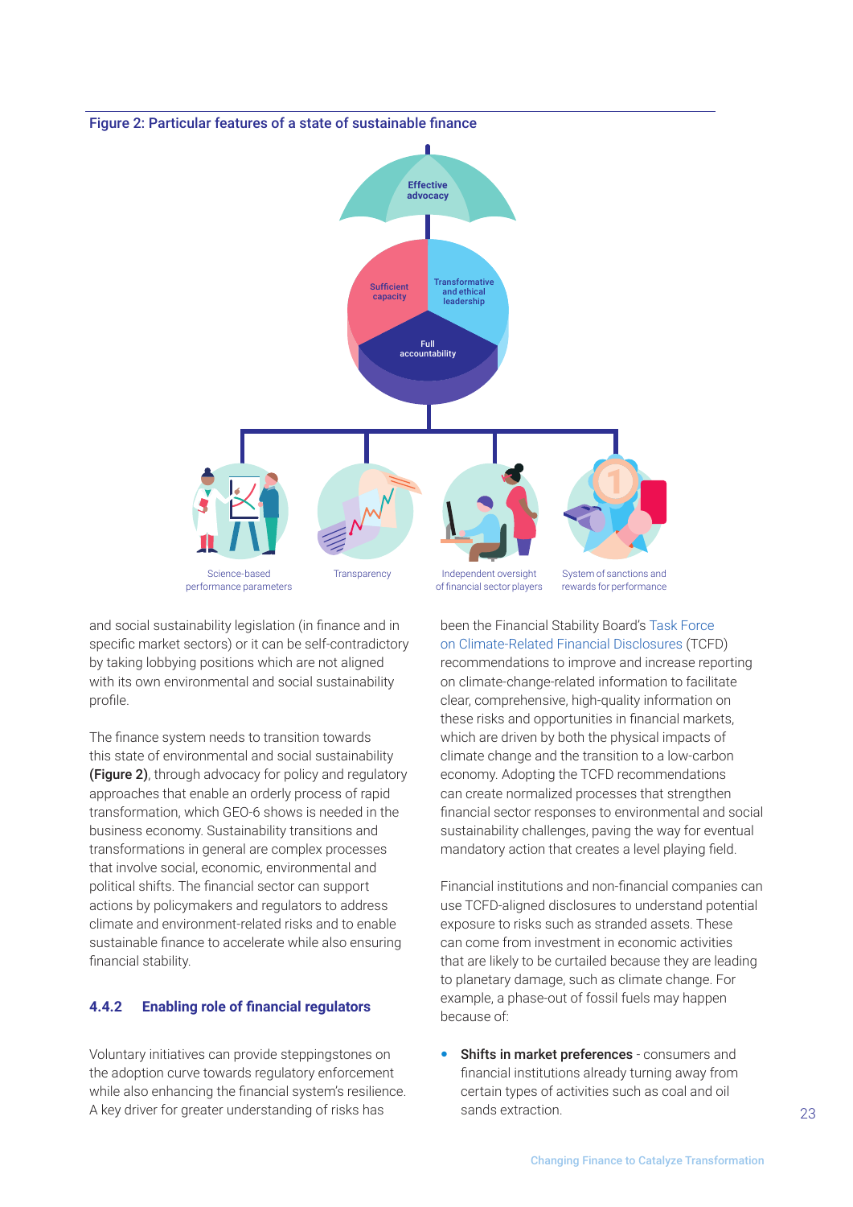Figure 2: Particular features of a state of sustainable finance

and social sustainability legislation (in finance and in specific market sectors) or it can be self-contradictory by taking lobbying positions which are not aligned with its own environmental and social sustainability profile.

The finance system needs to transition towards this state of environmental and social sustainability **(Figure 2)**, through advocacy for policy and regulatory approaches that enable an orderly process of rapid transformation, which GEO-6 shows is needed in the business economy. Sustainability transitions and transformations in general are complex processes that involve social, economic, environmental and political shifts. The financial sector can support actions by policymakers and regulators to address climate and environment-related risks and to enable sustainable finance to accelerate while also ensuring financial stability.

### 4.4.2 Enabling role of financial regulators

Voluntary initiatives can provide steppingstones on the adoption curve towards regulatory enforcement while also enhancing the financial system's resilience. A key driver for greater understanding of risks has been the Financial Stability Board's Task Force on Climate-Related Financial Disclosures (TCFD) recommendations to improve and increase reporting on climate-change-related information to facilitate clear, comprehensive, high-quality information on these risks and opportunities in financial markets, which are driven by both the physical impacts of climate change and the transition to a low-carbon economy. Adopting the TCFD recommendations can create normalized processes that strengthen financial sector responses to environmental and social sustainability challenges, paving the way for eventual mandatory action that creates a level playing field.

Financial institutions and non-financial companies can use TCFD-aligned disclosures to understand potential exposure to risks such as stranded assets. These can come from investment in economic activities that are likely to be curtailed because they are leading to planetary damage, such as climate change. For example, a phase-out of fossil fuels may happen because of:

- **Shifts in market preferences** - consumers and financial institutions already turning away from certain types of activities such as coal and oil sands extraction.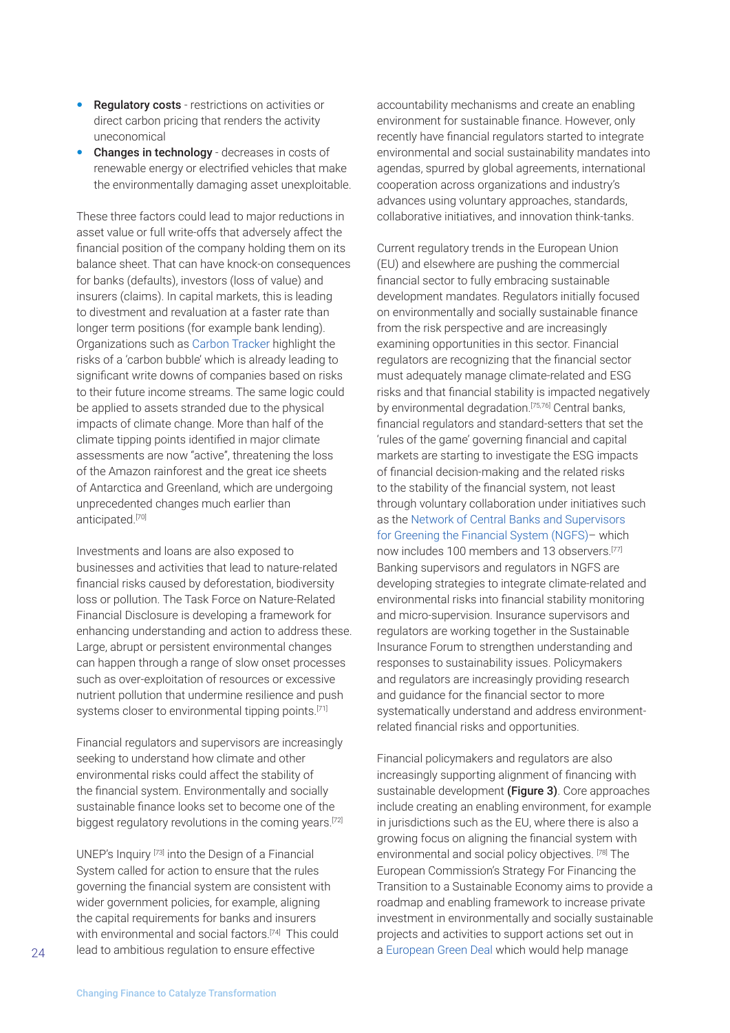- **Regulatory costs** - restrictions on activities or direct carbon pricing that renders the activity uneconomical
- **Changes in technology** - decreases in costs of renewable energy or electrified vehicles that make the environmentally damaging asset unexploitable.

These three factors could lead to major reductions in asset value or full write-offs that adversely affect the financial position of the company holding them on its balance sheet. That can have knock-on consequences for banks (defaults), investors (loss of value) and insurers (claims). In capital markets, this is leading to divestment and revaluation at a faster rate than longer term positions (for example bank lending). Organizations such as Carbon Tracker highlight the risks of a 'carbon bubble' which is already leading to significant write downs of companies based on risks to their future income streams. The same logic could be applied to assets stranded due to the physical impacts of climate change. More than half of the climate tipping points identified in major climate assessments are now "active", threatening the loss of the Amazon rainforest and the great ice sheets of Antarctica and Greenland, which are undergoing unprecedented changes much earlier than anticipated.[70]

Investments and loans are also exposed to businesses and activities that lead to nature-related financial risks caused by deforestation, biodiversity loss or pollution. The Task Force on Nature-Related Financial Disclosure is developing a framework for enhancing understanding and action to address these. Large, abrupt or persistent environmental changes can happen through a range of slow onset processes such as over-exploitation of resources or excessive nutrient pollution that undermine resilience and push systems closer to environmental tipping points.[71]

Financial regulators and supervisors are increasingly seeking to understand how climate and other environmental risks could affect the stability of the financial system. Environmentally and socially sustainable finance looks set to become one of the biggest regulatory revolutions in the coming years.[72]

UNEP's Inquiry [73] into the Design of a Financial System called for action to ensure that the rules governing the financial system are consistent with wider government policies, for example, aligning the capital requirements for banks and insurers with environmental and social factors.[74] This could lead to ambitious regulation to ensure effective accountability mechanisms and create an enabling environment for sustainable finance. However, only recently have financial regulators started to integrate environmental and social sustainability mandates into agendas, spurred by global agreements, international cooperation across organizations and industry's advances using voluntary approaches, standards, collaborative initiatives, and innovation think-tanks.

Current regulatory trends in the European Union (EU) and elsewhere are pushing the commercial financial sector to fully embracing sustainable development mandates. Regulators initially focused on environmentally and socially sustainable finance from the risk perspective and are increasingly examining opportunities in this sector. Financial regulators are recognizing that the financial sector must adequately manage climate-related and ESG risks and that financial stability is impacted negatively by environmental degradation.[75,76] Central banks, financial regulators and standard-setters that set the 'rules of the game' governing financial and capital markets are starting to investigate the ESG impacts of financial decision-making and the related risks to the stability of the financial system, not least through voluntary collaboration under initiatives such as the Network of Central Banks and Supervisors for Greening the Financial System (NGFS)– which now includes 100 members and 13 observers.[77] Banking supervisors and regulators in NGFS are developing strategies to integrate climate-related and environmental risks into financial stability monitoring and micro-supervision. Insurance supervisors and regulators are working together in the Sustainable Insurance Forum to strengthen understanding and responses to sustainability issues. Policymakers and regulators are increasingly providing research and guidance for the financial sector to more systematically understand and address environment-related financial risks and opportunities.

Financial policymakers and regulators are also increasingly supporting alignment of financing with sustainable development **(Figure 3)**. Core approaches include creating an enabling environment, for example in jurisdictions such as the EU, where there is also a growing focus on aligning the financial system with environmental and social policy objectives. [78] The European Commission's Strategy For Financing the Transition to a Sustainable Economy aims to provide a roadmap and enabling framework to increase private investment in environmentally and socially sustainable projects and activities to support actions set out in a European Green Deal which would help manage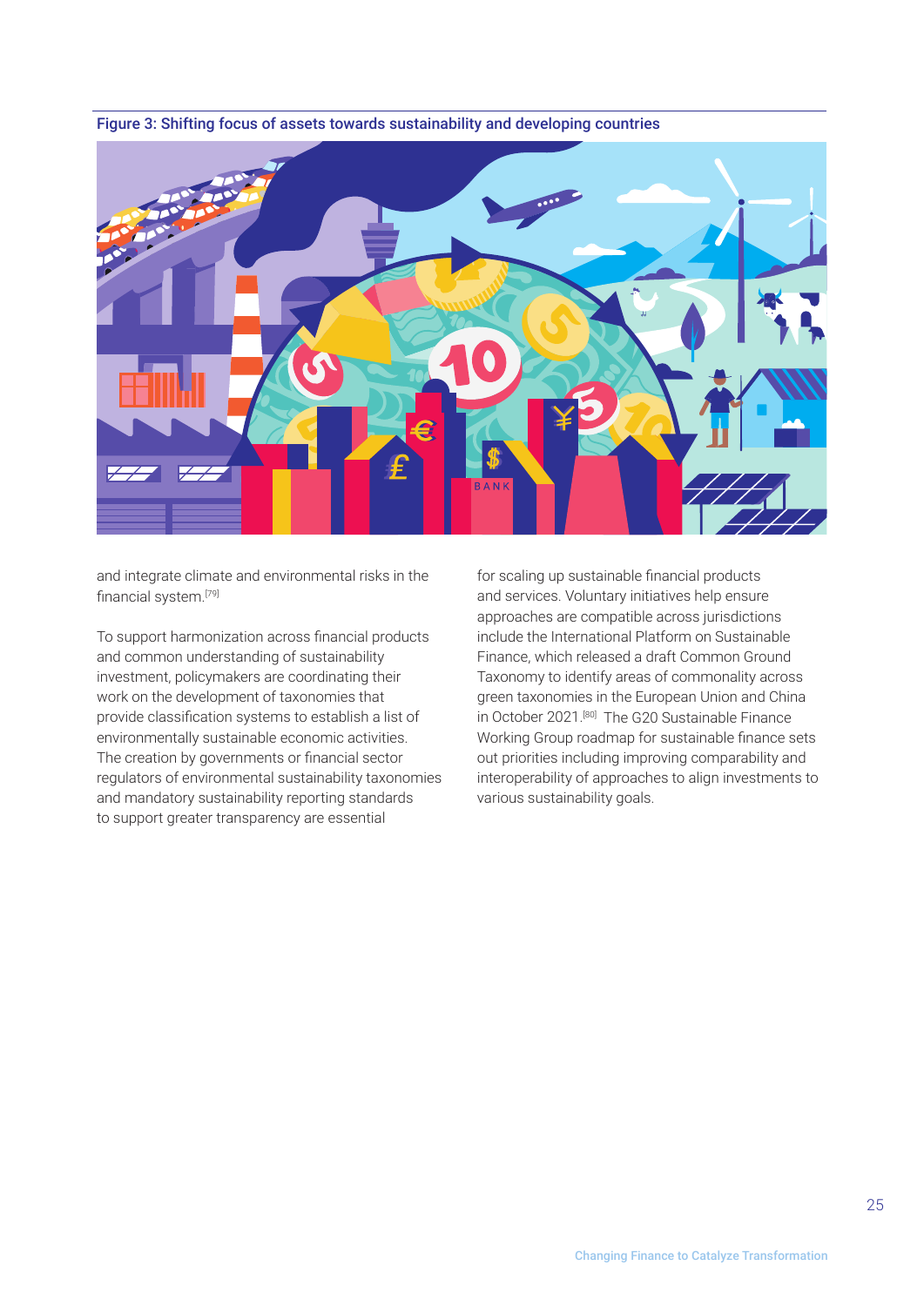Figure 3: Shifting focus of assets towards sustainability and developing countries

and integrate climate and environmental risks in the financial system.[79]

To support harmonization across financial products and common understanding of sustainability investment, policymakers are coordinating their work on the development of taxonomies that provide classification systems to establish a list of environmentally sustainable economic activities. The creation by governments or financial sector regulators of environmental sustainability taxonomies and mandatory sustainability reporting standards to support greater transparency are essential for scaling up sustainable financial products and services. Voluntary initiatives help ensure approaches are compatible across jurisdictions include the International Platform on Sustainable Finance, which released a draft Common Ground Taxonomy to identify areas of commonality across green taxonomies in the European Union and China in October 2021.[80] The G20 Sustainable Finance Working Group roadmap for sustainable finance sets out priorities including improving comparability and interoperability of approaches to align investments to various sustainability goals.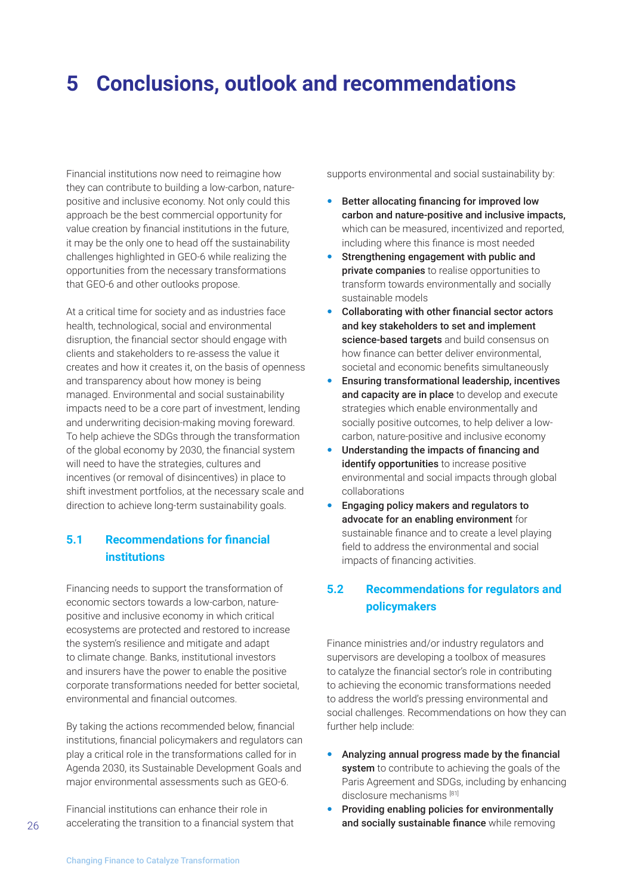# 5 Conclusions, outlook and recommendations

Financial institutions now need to reimagine how they can contribute to building a low-carbon, nature-positive and inclusive economy. Not only could this approach be the best commercial opportunity for value creation by financial institutions in the future, it may be the only one to head off the sustainability challenges highlighted in GEO-6 while realizing the opportunities from the necessary transformations that GEO-6 and other outlooks propose.

At a critical time for society and as industries face health, technological, social and environmental disruption, the financial sector should engage with clients and stakeholders to re-assess the value it creates and how it creates it, on the basis of openness and transparency about how money is being managed. Environmental and social sustainability impacts need to be a core part of investment, lending and underwriting decision-making moving foreward. To help achieve the SDGs through the transformation of the global economy by 2030, the financial system will need to have the strategies, cultures and incentives (or removal of disincentives) in place to shift investment portfolios, at the necessary scale and direction to achieve long-term sustainability goals.

## 5.1 Recommendations for financial institutions

Financing needs to support the transformation of economic sectors towards a low-carbon, nature-positive and inclusive economy in which critical ecosystems are protected and restored to increase the system's resilience and mitigate and adapt to climate change. Banks, institutional investors and insurers have the power to enable the positive corporate transformations needed for better societal, environmental and financial outcomes.

By taking the actions recommended below, financial institutions, financial policymakers and regulators can play a critical role in the transformations called for in Agenda 2030, its Sustainable Development Goals and major environmental assessments such as GEO-6.

Financial institutions can enhance their role in accelerating the transition to a financial system that supports environmental and social sustainability by:

- **Better allocating financing for improved low carbon and nature-positive and inclusive impacts,** which can be measured, incentivized and reported, including where this finance is most needed
- **Strengthening engagement with public and private companies** to realise opportunities to transform towards environmentally and socially sustainable models
- **Collaborating with other financial sector actors and key stakeholders to set and implement science-based targets** and build consensus on how finance can better deliver environmental, societal and economic benefits simultaneously
- **Ensuring transformational leadership, incentives and capacity are in place** to develop and execute strategies which enable environmentally and socially positive outcomes, to help deliver a low-carbon, nature-positive and inclusive economy
- **Understanding the impacts of financing and identify opportunities** to increase positive environmental and social impacts through global collaborations
- **Engaging policy makers and regulators to advocate for an enabling environment** for sustainable finance and to create a level playing field to address the environmental and social impacts of financing activities.

## 5.2 Recommendations for regulators and policymakers

Finance ministries and/or industry regulators and supervisors are developing a toolbox of measures to catalyze the financial sector's role in contributing to achieving the economic transformations needed to address the world's pressing environmental and social challenges. Recommendations on how they can further help include:

- **Analyzing annual progress made by the financial system** to contribute to achieving the goals of the Paris Agreement and SDGs, including by enhancing disclosure mechanisms [81]
- **Providing enabling policies for environmentally and socially sustainable finance** while removing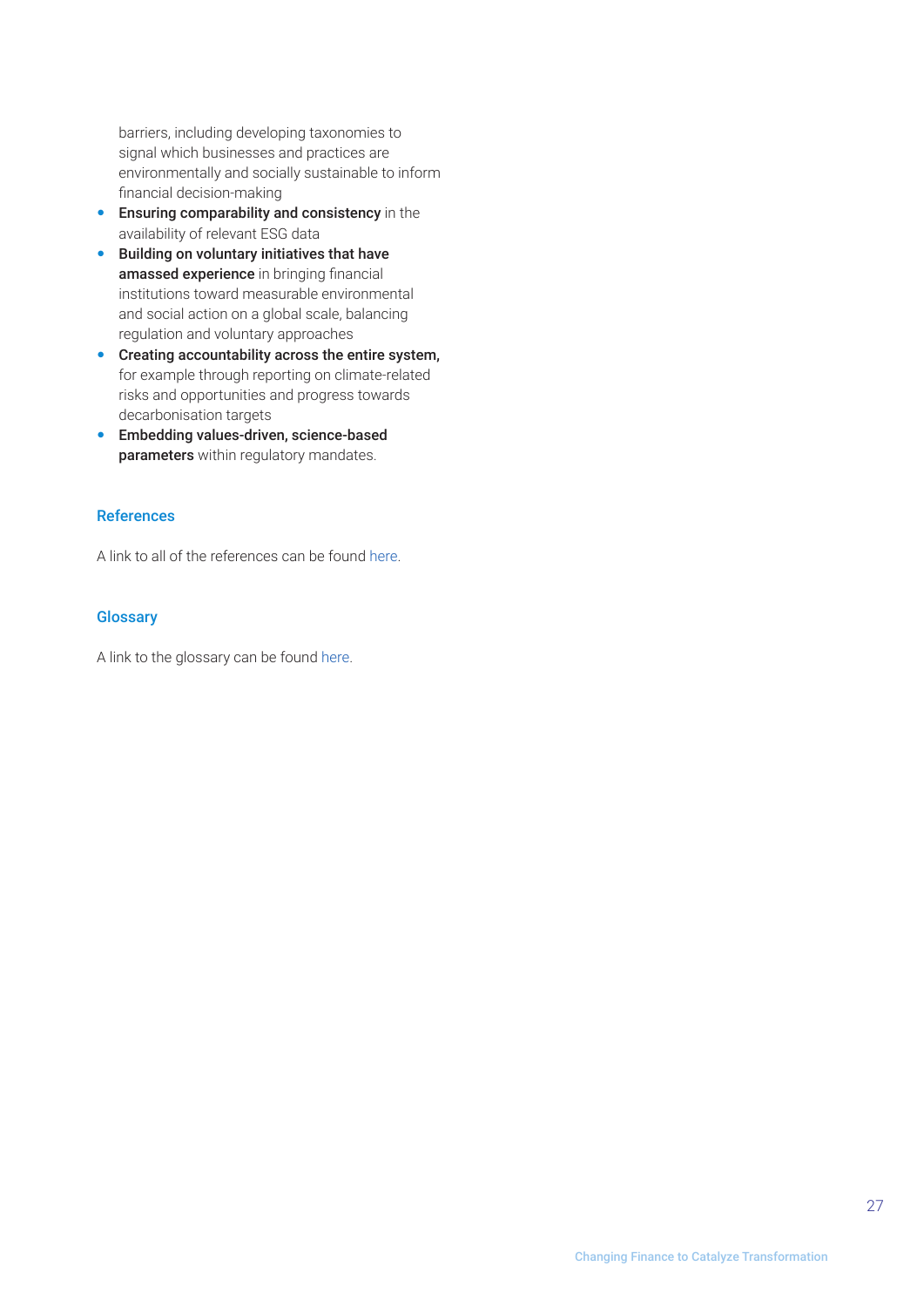barriers, including developing taxonomies to signal which businesses and practices are environmentally and socially sustainable to inform financial decision-making

- **Ensuring comparability and consistency** in the availability of relevant ESG data
- **Building on voluntary initiatives that have amassed experience** in bringing financial institutions toward measurable environmental and social action on a global scale, balancing regulation and voluntary approaches
- **Creating accountability across the entire system,** for example through reporting on climate-related risks and opportunities and progress towards decarbonisation targets
- **Embedding values-driven, science-based parameters** within regulatory mandates.

## References

A link to all of the references can be found here.

## Glossary

A link to the glossary can be found here.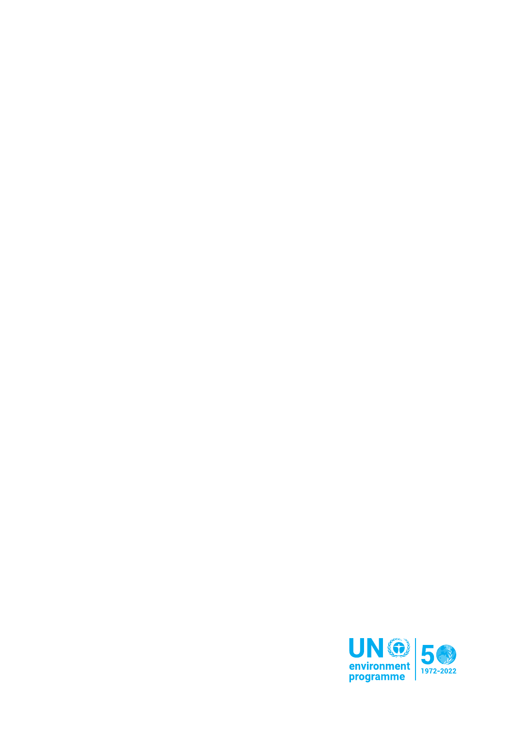UN environment programme

50 1972-2022